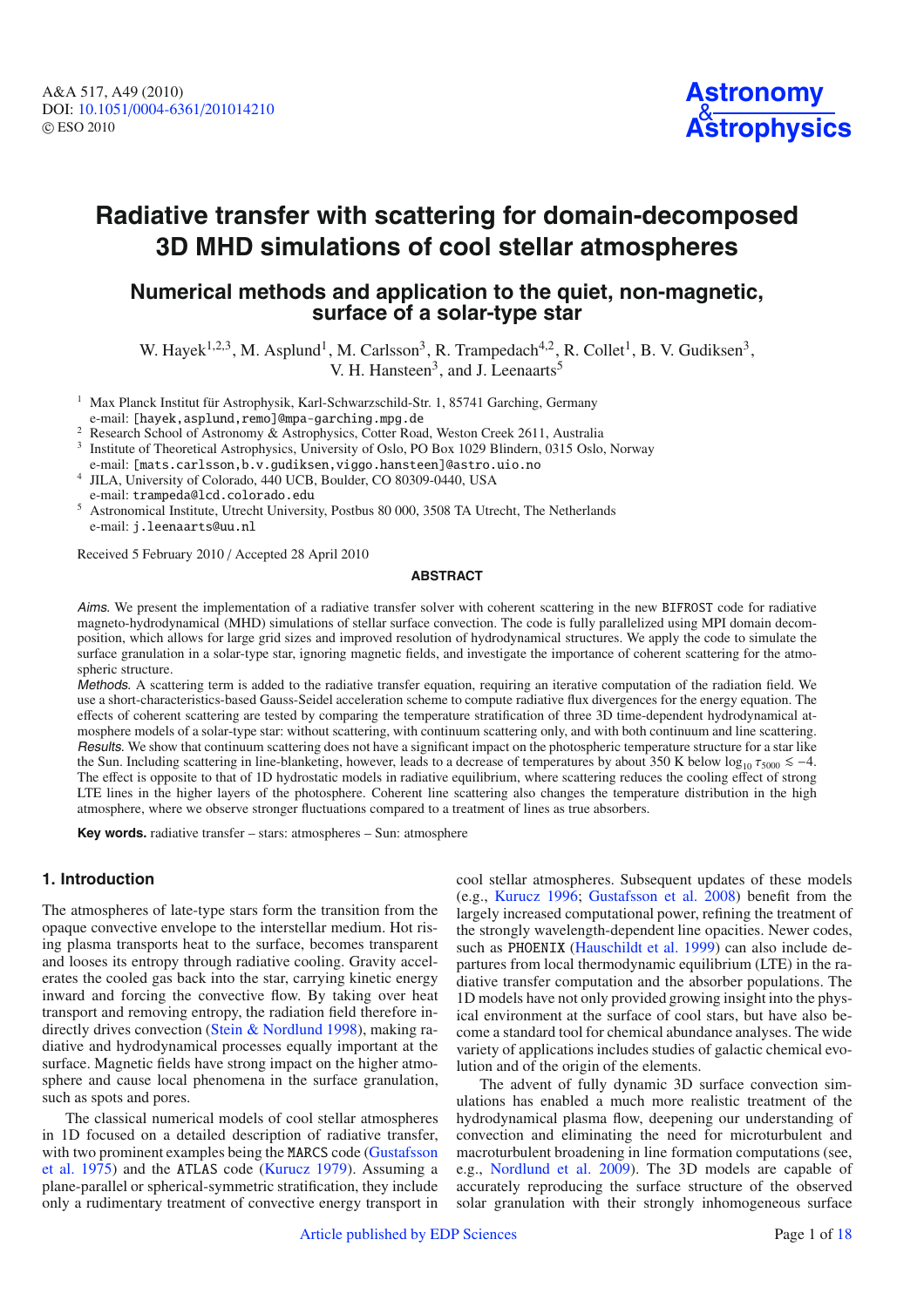# Radiative transfer with scattering for domain-decomposed 3D MHD simulations of cool stellar atmospheres

## Numerical methods and application to the quiet, non-magnetic, surface of a solar-type star

W. Hayek[1,2,3], M. Asplund[1], M. Carlsson[3], R. Trampedach[4,2], R. Collet[1], B. V. Gudiksen[3], V. H. Hansteen[3], and J. Leenaarts[5]

[1] Max Planck Institut für Astrophysik, Karl-Schwarzschild-Str. 1, 85741 Garching, Germany
e-mail: [hayek,asplund,remo]@mpa-garching.mpg.de

[2] Research School of Astronomy & Astrophysics, Cotter Road, Weston Creek 2611, Australia

[3] Institute of Theoretical Astrophysics, University of Oslo, PO Box 1029 Blindern, 0315 Oslo, Norway
e-mail: [mats.carlsson,b.v.gudiksen,viggo.hansteen]@astro.uio.no

[4] JILA, University of Colorado, 440 UCB, Boulder, CO 80309-0440, USA
e-mail: trampeda@lcd.colorado.edu

[5] Astronomical Institute, Utrecht University, Postbus 80 000, 3508 TA Utrecht, The Netherlands
e-mail: j.leenaarts@uu.nl

Received 5 February 2010 / Accepted 28 April 2010

### ABSTRACT

*Aims.* We present the implementation of a radiative transfer solver with coherent scattering in the new BIFROST code for radiative magneto-hydrodynamical (MHD) simulations of stellar surface convection. The code is fully parallelized using MPI domain decomposition, which allows for large grid sizes and improved resolution of hydrodynamical structures. We apply the code to simulate the surface granulation in a solar-type star, ignoring magnetic fields, and investigate the importance of coherent scattering for the atmospheric structure.

*Methods.* A scattering term is added to the radiative transfer equation, requiring an iterative computation of the radiation field. We use a short-characteristics-based Gauss-Seidel acceleration scheme to compute radiative flux divergences for the energy equation. The effects of coherent scattering are tested by comparing the temperature stratification of three 3D time-dependent hydrodynamical atmosphere models of a solar-type star: without scattering, with continuum scattering only, and with both continuum and line scattering.

*Results.* We show that continuum scattering does not have a significant impact on the photospheric temperature structure for a star like the Sun. Including scattering in line-blanketing, however, leads to a decrease of temperatures by about 350 K below $\log_{10} \tau_{5000} \lesssim -4$. The effect is opposite to that of 1D hydrostatic models in radiative equilibrium, where scattering reduces the cooling effect of strong LTE lines in the higher layers of the photosphere. Coherent line scattering also changes the temperature distribution in the high atmosphere, where we observe stronger fluctuations compared to a treatment of lines as true absorbers.

**Key words.** radiative transfer – stars: atmospheres – Sun: atmosphere

## 1. Introduction

The atmospheres of late-type stars form the transition from the opaque convective envelope to the interstellar medium. Hot rising plasma transports heat to the surface, becomes transparent and looses its entropy through radiative cooling. Gravity accelerates the cooled gas back into the star, carrying kinetic energy inward and forcing the convective flow. By taking over heat transport and removing entropy, the radiation field therefore indirectly drives convection (Stein & Nordlund 1998), making radiative and hydrodynamical processes equally important at the surface. Magnetic fields have strong impact on the higher atmosphere and cause local phenomena in the surface granulation, such as spots and pores.

The classical numerical models of cool stellar atmospheres in 1D focused on a detailed description of radiative transfer, with two prominent examples being the MARCS code (Gustafsson et al. 1975) and the ATLAS code (Kurucz 1979). Assuming a plane-parallel or spherical-symmetric stratification, they include only a rudimentary treatment of convective energy transport in cool stellar atmospheres. Subsequent updates of these models (e.g., Kurucz 1996; Gustafsson et al. 2008) benefit from the largely increased computational power, refining the treatment of the strongly wavelength-dependent line opacities. Newer codes, such as PHOENIX (Hauschildt et al. 1999) can also include departures from local thermodynamic equilibrium (LTE) in the radiative transfer computation and the absorber populations. The 1D models have not only provided growing insight into the physical environment at the surface of cool stars, but have also become a standard tool for chemical abundance analyses. The wide variety of applications includes studies of galactic chemical evolution and of the origin of the elements.

The advent of fully dynamic 3D surface convection simulations has enabled a much more realistic treatment of the hydrodynamical plasma flow, deepening our understanding of convection and eliminating the need for microturbulent and macroturbulent broadening in line formation computations (see, e.g., Nordlund et al. 2009). The 3D models are capable of accurately reproducing the surface structure of the observed solar granulation with their strongly inhomogeneous surface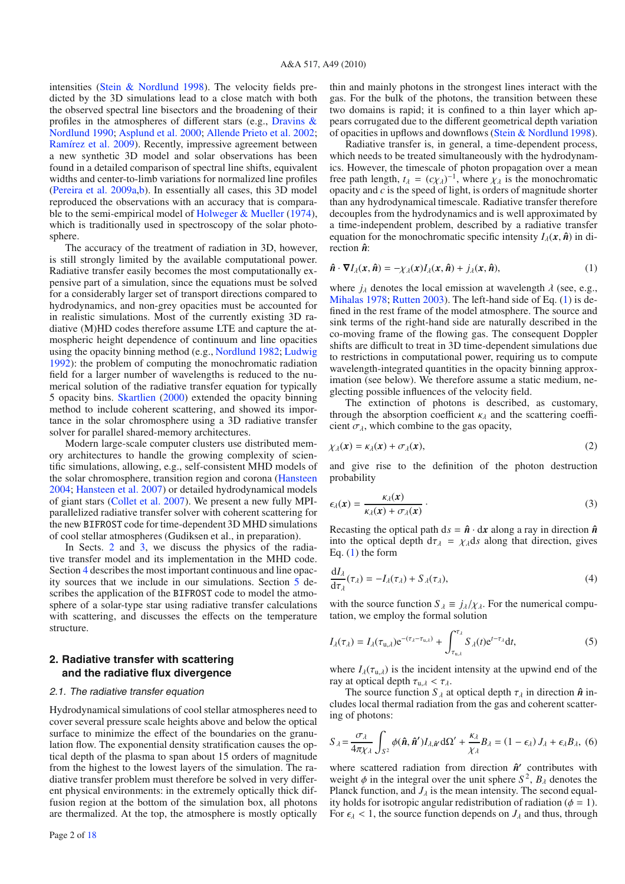intensities (Stein & Nordlund 1998). The velocity fields predicted by the 3D simulations lead to a close match with both the observed spectral line bisectors and the broadening of their profiles in the atmospheres of different stars (e.g., Dravins & Nordlund 1990; Asplund et al. 2000; Allende Prieto et al. 2002; Ramírez et al. 2009). Recently, impressive agreement between a new synthetic 3D model and solar observations has been found in a detailed comparison of spectral line shifts, equivalent widths and center-to-limb variations for normalized line profiles (Pereira et al. 2009a,b). In essentially all cases, this 3D model reproduced the observations with an accuracy that is comparable to the semi-empirical model of Holweger & Mueller (1974), which is traditionally used in spectroscopy of the solar photosphere.

The accuracy of the treatment of radiation in 3D, however, is still strongly limited by the available computational power. Radiative transfer easily becomes the most computationally expensive part of a simulation, since the equations must be solved for a considerably larger set of transport directions compared to hydrodynamics, and non-grey opacities must be accounted for in realistic simulations. Most of the currently existing 3D radiative (M)HD codes therefore assume LTE and capture the atmospheric height dependence of continuum and line opacities using the opacity binning method (e.g., Nordlund 1982; Ludwig 1992): the problem of computing the monochromatic radiation field for a larger number of wavelengths is reduced to the numerical solution of the radiative transfer equation for typically 5 opacity bins. Skartlien (2000) extended the opacity binning method to include coherent scattering, and showed its importance in the solar chromosphere using a 3D radiative transfer solver for parallel shared-memory architectures.

Modern large-scale computer clusters use distributed memory architectures to handle the growing complexity of scientific simulations, allowing, e.g., self-consistent MHD models of the solar chromosphere, transition region and corona (Hansteen 2004; Hansteen et al. 2007) or detailed hydrodynamical models of giant stars (Collet et al. 2007). We present a new fully MPI-parallelized radiative transfer solver with coherent scattering for the new BIFROST code for time-dependent 3D MHD simulations of cool stellar atmospheres (Gudiksen et al., in preparation).

In Sects. 2 and 3, we discuss the physics of the radiative transfer model and its implementation in the MHD code. Section 4 describes the most important continuous and line opacity sources that we include in our simulations. Section 5 describes the application of the BIFROST code to model the atmosphere of a solar-type star using radiative transfer calculations with scattering, and discusses the effects on the temperature structure.

## 2. Radiative transfer with scattering and the radiative flux divergence

### 2.1. The radiative transfer equation

Hydrodynamical simulations of cool stellar atmospheres need to cover several pressure scale heights above and below the optical surface to minimize the effect of the boundaries on the granulation flow. The exponential density stratification causes the optical depth of the plasma to span about 15 orders of magnitude from the highest to the lowest layers of the simulation. The radiative transfer problem must therefore be solved in very different physical environments: in the extremely optically thick diffusion region at the bottom of the simulation box, all photons are thermalized. At the top, the atmosphere is mostly optically thin and mainly photons in the strongest lines interact with the gas. For the bulk of the photons, the transition between these two domains is rapid; it is confined to a thin layer which appears corrugated due to the different geometrical depth variation of opacities in upflows and downflows (Stein & Nordlund 1998).

Radiative transfer is, in general, a time-dependent process, which needs to be treated simultaneously with the hydrodynamics. However, the timescale of photon propagation over a mean free path length, $t_\lambda = (c\chi_\lambda)^{-1}$, where $\chi_\lambda$ is the monochromatic opacity and $c$ is the speed of light, is orders of magnitude shorter than any hydrodynamical timescale. Radiative transfer therefore decouples from the hydrodynamics and is well approximated by a time-independent problem, described by a radiative transfer equation for the monochromatic specific intensity $I_\lambda(\boldsymbol{x}, \hat{\boldsymbol{n}})$ in direction $\hat{\boldsymbol{n}}$:

$$\hat{\boldsymbol{n}} \cdot \nabla I_\lambda(\boldsymbol{x}, \hat{\boldsymbol{n}}) = -\chi_\lambda(\boldsymbol{x}) I_\lambda(\boldsymbol{x}, \hat{\boldsymbol{n}}) + j_\lambda(\boldsymbol{x}, \hat{\boldsymbol{n}}), \tag{1}$$

where $j_\lambda$ denotes the local emission at wavelength $\lambda$ (see, e.g., Mihalas 1978; Rutten 2003). The left-hand side of Eq. (1) is defined in the rest frame of the model atmosphere. The source and sink terms of the right-hand side are naturally described in the co-moving frame of the flowing gas. The consequent Doppler shifts are difficult to treat in 3D time-dependent simulations due to restrictions in computational power, requiring us to compute wavelength-integrated quantities in the opacity binning approximation (see below). We therefore assume a static medium, neglecting possible influences of the velocity field.

The extinction of photons is described, as customary, through the absorption coefficient $\kappa_\lambda$ and the scattering coefficient $\sigma_\lambda$, which combine to the gas opacity,

$$\chi_\lambda(\boldsymbol{x}) = \kappa_\lambda(\boldsymbol{x}) + \sigma_\lambda(\boldsymbol{x}), \tag{2}$$

and give rise to the definition of the photon destruction probability

$$\epsilon_\lambda(\boldsymbol{x}) = \frac{\kappa_\lambda(\boldsymbol{x})}{\kappa_\lambda(\boldsymbol{x}) + \sigma_\lambda(\boldsymbol{x})} \cdot \tag{3}$$

Recasting the optical path $\mathrm{d}s = \hat{\boldsymbol{n}} \cdot \mathrm{d}\boldsymbol{x}$ along a ray in direction $\hat{\boldsymbol{n}}$ into the optical depth $\mathrm{d}\tau_\lambda = \chi_\lambda \mathrm{d}s$ along that direction, gives Eq. (1) the form

$$\frac{\mathrm{d}I_\lambda}{\mathrm{d}\tau_\lambda}(\tau_\lambda) = -I_\lambda(\tau_\lambda) + S_\lambda(\tau_\lambda), \tag{4}$$

with the source function $S_\lambda \equiv j_\lambda/\chi_\lambda$. For the numerical computation, we employ the formal solution

$$I_\lambda(\tau_\lambda) = I_\lambda(\tau_{\mathrm{u},\lambda})\mathrm{e}^{-(\tau_\lambda - \tau_{\mathrm{u},\lambda})} + \int_{\tau_{\mathrm{u},\lambda}}^{\tau_\lambda} S_\lambda(t)\mathrm{e}^{t-\tau_\lambda}\mathrm{d}t, \tag{5}$$

where $I_\lambda(\tau_{\mathrm{u},\lambda})$ is the incident intensity at the upwind end of the ray at optical depth $\tau_{\mathrm{u},\lambda} < \tau_\lambda$.

The source function $S_\lambda$ at optical depth $\tau_\lambda$ in direction $\hat{\boldsymbol{n}}$ includes local thermal radiation from the gas and coherent scattering of photons:

$$S_\lambda = \frac{\sigma_\lambda}{4\pi\chi_\lambda}\int_{S^2}\phi(\hat{\boldsymbol{n}}, \hat{\boldsymbol{n}}')I_{\lambda,\hat{\boldsymbol{n}}'}\mathrm{d}\Omega' + \frac{\kappa_\lambda}{\chi_\lambda}B_\lambda = (1-\epsilon_\lambda)J_\lambda + \epsilon_\lambda B_\lambda, \tag{6}$$

where scattered radiation from direction $\hat{\boldsymbol{n}}'$ contributes with weight $\phi$ in the integral over the unit sphere $S^2$, $B_\lambda$ denotes the Planck function, and $J_\lambda$ is the mean intensity. The second equality holds for isotropic angular redistribution of radiation ($\phi = 1$). For $\epsilon_\lambda < 1$, the source function depends on $J_\lambda$ and thus, through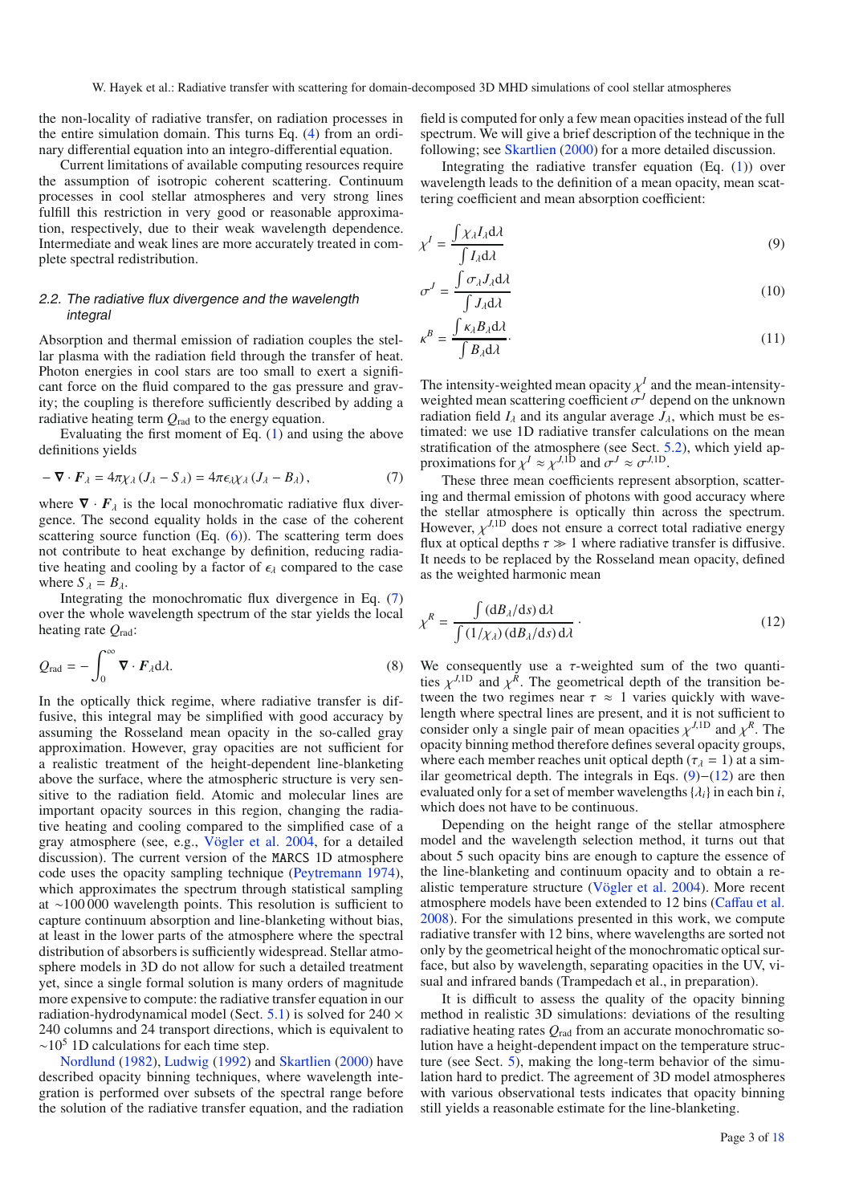the non-locality of radiative transfer, on radiation processes in the entire simulation domain. This turns Eq. (4) from an ordinary differential equation into an integro-differential equation.

Current limitations of available computing resources require the assumption of isotropic coherent scattering. Continuum processes in cool stellar atmospheres and very strong lines fulfill this restriction in very good or reasonable approximation, respectively, due to their weak wavelength dependence. Intermediate and weak lines are more accurately treated in complete spectral redistribution.

### 2.2. The radiative flux divergence and the wavelength integral

Absorption and thermal emission of radiation couples the stellar plasma with the radiation field through the transfer of heat. Photon energies in cool stars are too small to exert a significant force on the fluid compared to the gas pressure and gravity; the coupling is therefore sufficiently described by adding a radiative heating term $Q_{\rm rad}$ to the energy equation.

Evaluating the first moment of Eq. (1) and using the above definitions yields

$$- \nabla \cdot \boldsymbol{F}_\lambda = 4\pi\chi_\lambda \left(J_\lambda - S_\lambda\right) = 4\pi\epsilon_\lambda\chi_\lambda \left(J_\lambda - B_\lambda\right), \tag{7}$$

where $\nabla \cdot \boldsymbol{F}_\lambda$ is the local monochromatic radiative flux divergence. The second equality holds in the case of the coherent scattering source function (Eq. (6)). The scattering term does not contribute to heat exchange by definition, reducing radiative heating and cooling by a factor of $\epsilon_\lambda$ compared to the case where $S_\lambda = B_\lambda$.

Integrating the monochromatic flux divergence in Eq. (7) over the whole wavelength spectrum of the star yields the local heating rate $Q_{\rm rad}$:

$$Q_{\rm rad} = -\int_0^\infty \nabla \cdot \boldsymbol{F}_\lambda {\rm d}\lambda. \tag{8}$$

In the optically thick regime, where radiative transfer is diffusive, this integral may be simplified with good accuracy by assuming the Rosseland mean opacity in the so-called gray approximation. However, gray opacities are not sufficient for a realistic treatment of the height-dependent line-blanketing above the surface, where the atmospheric structure is very sensitive to the radiation field. Atomic and molecular lines are important opacity sources in this region, changing the radiative heating and cooling compared to the simplified case of a gray atmosphere (see, e.g., Vögler et al. 2004, for a detailed discussion). The current version of the MARCS 1D atmosphere code uses the opacity sampling technique (Peytremann 1974), which approximates the spectrum through statistical sampling at ~100 000 wavelength points. This resolution is sufficient to capture continuum absorption and line-blanketing without bias, at least in the lower parts of the atmosphere where the spectral distribution of absorbers is sufficiently widespread. Stellar atmosphere models in 3D do not allow for such a detailed treatment yet, since a single formal solution is many orders of magnitude more expensive to compute: the radiative transfer equation in our radiation-hydrodynamical model (Sect. 5.1) is solved for 240 × 240 columns and 24 transport directions, which is equivalent to $\sim 10^5$ 1D calculations for each time step.

Nordlund (1982), Ludwig (1992) and Skartlien (2000) have described opacity binning techniques, where wavelength integration is performed over subsets of the spectral range before the solution of the radiative transfer equation, and the radiation field is computed for only a few mean opacities instead of the full spectrum. We will give a brief description of the technique in the following; see Skartlien (2000) for a more detailed discussion.

Integrating the radiative transfer equation (Eq. (1)) over wavelength leads to the definition of a mean opacity, mean scattering coefficient and mean absorption coefficient:

$$\chi^I = \frac{\int \chi_\lambda I_\lambda {\rm d}\lambda}{\int I_\lambda {\rm d}\lambda} \tag{9}$$

$$\sigma^J = \frac{\int \sigma_\lambda J_\lambda {\rm d}\lambda}{\int J_\lambda {\rm d}\lambda} \tag{10}$$

$$\kappa^B = \frac{\int \kappa_\lambda B_\lambda {\rm d}\lambda}{\int B_\lambda {\rm d}\lambda}. \tag{11}$$

The intensity-weighted mean opacity $\chi^I$ and the mean-intensity-weighted mean scattering coefficient $\sigma^J$ depend on the unknown radiation field $I_\lambda$ and its angular average $J_\lambda$, which must be estimated: we use 1D radiative transfer calculations on the mean stratification of the atmosphere (see Sect. 5.2), which yield approximations for $\chi^I \approx \chi^{J,{\rm 1D}}$ and $\sigma^J \approx \sigma^{J,{\rm 1D}}$.

These three mean coefficients represent absorption, scattering and thermal emission of photons with good accuracy where the stellar atmosphere is optically thin across the spectrum. However, $\chi^{J,{\rm 1D}}$ does not ensure a correct total radiative energy flux at optical depths $\tau \gg 1$ where radiative transfer is diffusive. It needs to be replaced by the Rosseland mean opacity, defined as the weighted harmonic mean

$$\chi^R = \frac{\int ({\rm d}B_\lambda/{\rm d}s)\,{\rm d}\lambda}{\int (1/\chi_\lambda)\,({\rm d}B_\lambda/{\rm d}s)\,{\rm d}\lambda}. \tag{12}$$

We consequently use a $\tau$-weighted sum of the two quantities $\chi^{J,{\rm 1D}}$ and $\chi^R$. The geometrical depth of the transition between the two regimes near $\tau \approx 1$ varies quickly with wavelength where spectral lines are present, and it is not sufficient to consider only a single pair of mean opacities $\chi^{J,{\rm 1D}}$ and $\chi^R$. The opacity binning method therefore defines several opacity groups, where each member reaches unit optical depth ($\tau_\lambda = 1$) at a similar geometrical depth. The integrals in Eqs. (9)–(12) are then evaluated only for a set of member wavelengths $\{\lambda_i\}$ in each bin $i$, which does not have to be continuous.

Depending on the height range of the stellar atmosphere model and the wavelength selection method, it turns out that about 5 such opacity bins are enough to capture the essence of the line-blanketing and continuum opacity and to obtain a realistic temperature structure (Vögler et al. 2004). More recent atmosphere models have been extended to 12 bins (Caffau et al. 2008). For the simulations presented in this work, we compute radiative transfer with 12 bins, where wavelengths are sorted not only by the geometrical height of the monochromatic optical surface, but also by wavelength, separating opacities in the UV, visual and infrared bands (Trampedach et al., in preparation).

It is difficult to assess the quality of the opacity binning method in realistic 3D simulations: deviations of the resulting radiative heating rates $Q_{\rm rad}$ from an accurate monochromatic solution have a height-dependent impact on the temperature structure (see Sect. 5), making the long-term behavior of the simulation hard to predict. The agreement of 3D model atmospheres with various observational tests indicates that opacity binning still yields a reasonable estimate for the line-blanketing.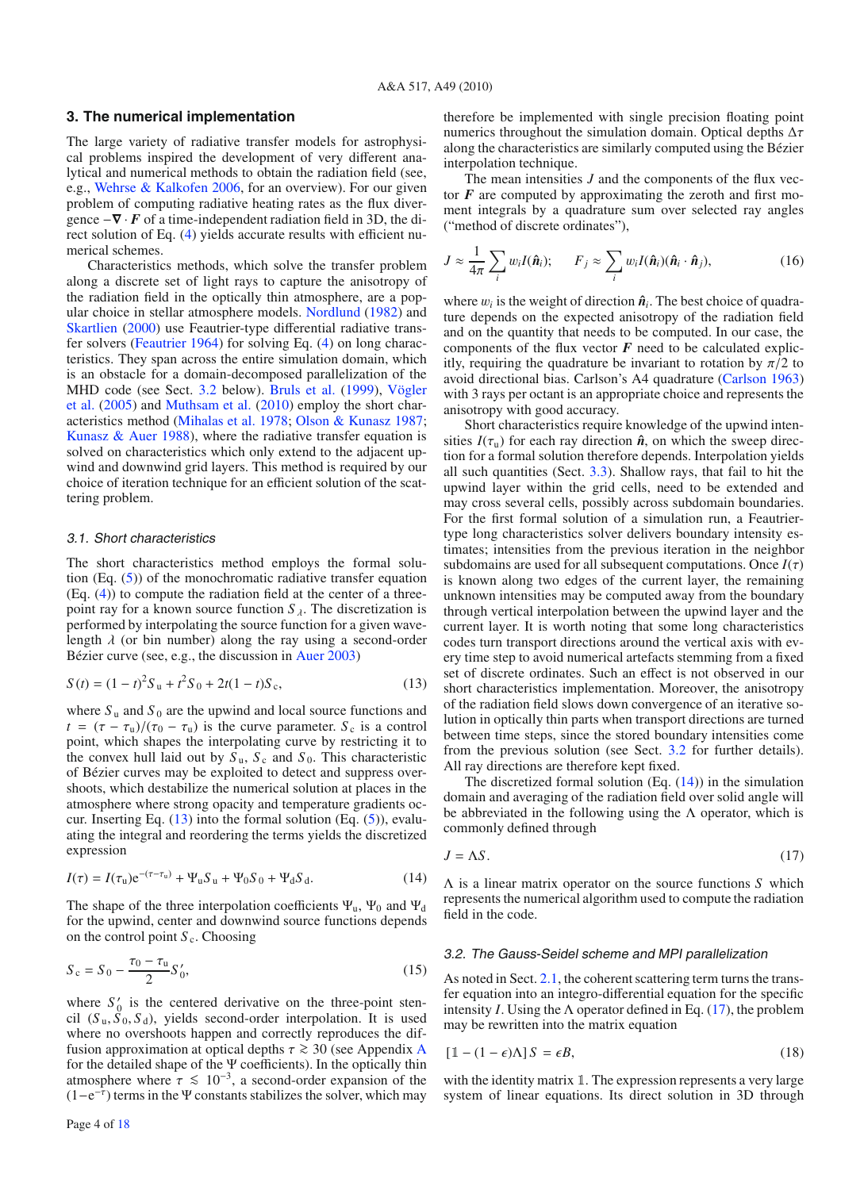## 3. The numerical implementation

The large variety of radiative transfer models for astrophysical problems inspired the development of very different analytical and numerical methods to obtain the radiation field (see, e.g., Wehrse & Kalkofen 2006, for an overview). For our given problem of computing radiative heating rates as the flux divergence $-\nabla \cdot \boldsymbol{F}$ of a time-independent radiation field in 3D, the direct solution of Eq. (4) yields accurate results with efficient numerical schemes.

Characteristics methods, which solve the transfer problem along a discrete set of light rays to capture the anisotropy of the radiation field in the optically thin atmosphere, are a popular choice in stellar atmosphere models. Nordlund (1982) and Skartlien (2000) use Feautrier-type differential radiative transfer solvers (Feautrier 1964) for solving Eq. (4) on long characteristics. They span across the entire simulation domain, which is an obstacle for a domain-decomposed parallelization of the MHD code (see Sect. 3.2 below). Bruls et al. (1999), Vögler et al. (2005) and Muthsam et al. (2010) employ the short characteristics method (Mihalas et al. 1978; Olson & Kunasz 1987; Kunasz & Auer 1988), where the radiative transfer equation is solved on characteristics which only extend to the adjacent upwind and downwind grid layers. This method is required by our choice of iteration technique for an efficient solution of the scattering problem.

### 3.1. Short characteristics

The short characteristics method employs the formal solution (Eq. (5)) of the monochromatic radiative transfer equation (Eq. (4)) to compute the radiation field at the center of a three-point ray for a known source function $S_\lambda$. The discretization is performed by interpolating the source function for a given wavelength $\lambda$ (or bin number) along the ray using a second-order Bézier curve (see, e.g., the discussion in Auer 2003)

$$S(t) = (1-t)^2 S_{\rm u} + t^2 S_0 + 2t(1-t) S_{\rm c}, \tag{13}$$

where $S_{\rm u}$ and $S_0$ are the upwind and local source functions and $t = (\tau - \tau_{\rm u})/(\tau_0 - \tau_{\rm u})$ is the curve parameter. $S_{\rm c}$ is a control point, which shapes the interpolating curve by restricting it to the convex hull laid out by $S_{\rm u}$, $S_{\rm c}$ and $S_0$. This characteristic of Bézier curves may be exploited to detect and suppress overshoots, which destabilize the numerical solution at places in the atmosphere where strong opacity and temperature gradients occur. Inserting Eq. (13) into the formal solution (Eq. (5)), evaluating the integral and reordering the terms yields the discretized expression

$$I(\tau) = I(\tau_{\rm u}) {\rm e}^{-(\tau-\tau_{\rm u})} + \Psi_{\rm u} S_{\rm u} + \Psi_0 S_0 + \Psi_{\rm d} S_{\rm d}. \tag{14}$$

The shape of the three interpolation coefficients $\Psi_{\rm u}$, $\Psi_0$ and $\Psi_{\rm d}$ for the upwind, center and downwind source functions depends on the control point $S_{\rm c}$. Choosing

$$S_{\rm c} = S_0 - \frac{\tau_0 - \tau_{\rm u}}{2} S_0', \tag{15}$$

where $S_0'$ is the centered derivative on the three-point stencil $(S_{\rm u}, S_0, S_{\rm d})$, yields second-order interpolation. It is used where no overshoots happen and correctly reproduces the diffusion approximation at optical depths $\tau \gtrsim 30$ (see Appendix A for the detailed shape of the $\Psi$ coefficients). In the optically thin atmosphere where $\tau \lesssim 10^{-3}$, a second-order expansion of the $(1-{\rm e}^{-\tau})$ terms in the $\Psi$ constants stabilizes the solver, which may therefore be implemented with single precision floating point numerics throughout the simulation domain. Optical depths $\Delta\tau$ along the characteristics are similarly computed using the Bézier interpolation technique.

The mean intensities $J$ and the components of the flux vector $\boldsymbol{F}$ are computed by approximating the zeroth and first moment integrals by a quadrature sum over selected ray angles ("method of discrete ordinates"),

$$J \approx \frac{1}{4\pi} \sum_i w_i I(\hat{\boldsymbol{n}}_i); \qquad F_j \approx \sum_i w_i I(\hat{\boldsymbol{n}}_i)(\hat{\boldsymbol{n}}_i \cdot \hat{\boldsymbol{n}}_j), \tag{16}$$

where $w_i$ is the weight of direction $\hat{\boldsymbol{n}}_i$. The best choice of quadrature depends on the expected anisotropy of the radiation field and on the quantity that needs to be computed. In our case, the components of the flux vector $\boldsymbol{F}$ need to be calculated explicitly, requiring the quadrature be invariant to rotation by $\pi/2$ to avoid directional bias. Carlson's A4 quadrature (Carlson 1963) with 3 rays per octant is an appropriate choice and represents the anisotropy with good accuracy.

Short characteristics require knowledge of the upwind intensities $I(\tau_{\rm u})$ for each ray direction $\hat{\boldsymbol{n}}$, on which the sweep direction for a formal solution therefore depends. Interpolation yields all such quantities (Sect. 3.3). Shallow rays, that fail to hit the upwind layer within the grid cells, need to be extended and may cross several cells, possibly across subdomain boundaries. For the first formal solution of a simulation run, a Feautrier-type long characteristics solver delivers boundary intensity estimates; intensities from the previous iteration in the neighbor subdomains are used for all subsequent computations. Once $I(\tau)$ is known along two edges of the current layer, the remaining unknown intensities may be computed away from the boundary through vertical interpolation between the upwind layer and the current layer. It is worth noting that some long characteristics codes turn transport directions around the vertical axis with every time step to avoid numerical artefacts stemming from a fixed set of discrete ordinates. Such an effect is not observed in our short characteristics implementation. Moreover, the anisotropy of the radiation field slows down convergence of an iterative solution in optically thin parts when transport directions are turned between time steps, since the stored boundary intensities come from the previous solution (see Sect. 3.2 for further details). All ray directions are therefore kept fixed.

The discretized formal solution (Eq. (14)) in the simulation domain and averaging of the radiation field over solid angle will be abbreviated in the following using the $\Lambda$ operator, which is commonly defined through

$$J = \Lambda S. \tag{17}$$

$\Lambda$ is a linear matrix operator on the source functions $S$ which represents the numerical algorithm used to compute the radiation field in the code.

### 3.2. The Gauss-Seidel scheme and MPI parallelization

As noted in Sect. 2.1, the coherent scattering term turns the transfer equation into an integro-differential equation for the specific intensity $I$. Using the $\Lambda$ operator defined in Eq. (17), the problem may be rewritten into the matrix equation

$$[\mathbb{1} - (1-\epsilon)\Lambda] S = \epsilon B, \tag{18}$$

with the identity matrix $\mathbb{1}$. The expression represents a very large system of linear equations. Its direct solution in 3D through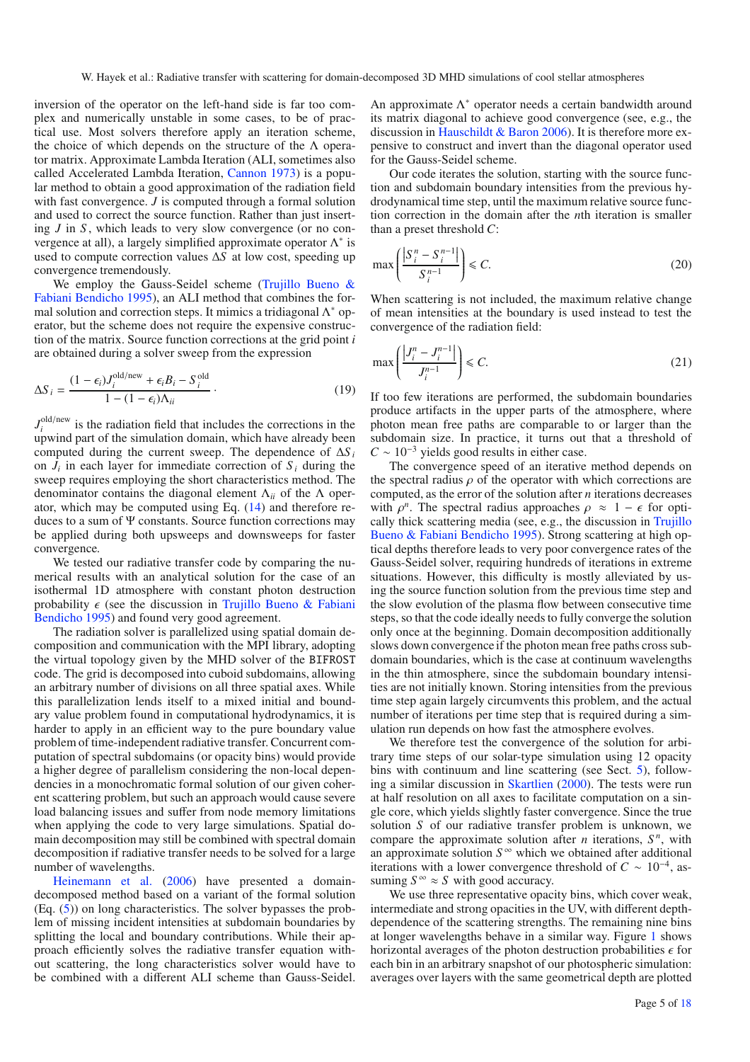inversion of the operator on the left-hand side is far too complex and numerically unstable in some cases, to be of practical use. Most solvers therefore apply an iteration scheme, the choice of which depends on the structure of the $\Lambda$ operator matrix. Approximate Lambda Iteration (ALI, sometimes also called Accelerated Lambda Iteration, Cannon 1973) is a popular method to obtain a good approximation of the radiation field with fast convergence. $J$ is computed through a formal solution and used to correct the source function. Rather than just inserting $J$ in $S$, which leads to very slow convergence (or no convergence at all), a largely simplified approximate operator $\Lambda^*$ is used to compute correction values $\Delta S$ at low cost, speeding up convergence tremendously.

We employ the Gauss-Seidel scheme (Trujillo Bueno & Fabiani Bendicho 1995), an ALI method that combines the formal solution and correction steps. It mimics a tridiagonal $\Lambda^*$ operator, but the scheme does not require the expensive construction of the matrix. Source function corrections at the grid point $i$ are obtained during a solver sweep from the expression

$$\Delta S_i = \frac{(1-\epsilon_i) J_i^{\text{old/new}} + \epsilon_i B_i - S_i^{\text{old}}}{1-(1-\epsilon_i)\Lambda_{ii}} \,. \tag{19}$$

$J_i^{\text{old/new}}$ is the radiation field that includes the corrections in the upwind part of the simulation domain, which have already been computed during the current sweep. The dependence of $\Delta S_i$ on $J_i$ in each layer for immediate correction of $S_i$ during the sweep requires employing the short characteristics method. The denominator contains the diagonal element $\Lambda_{ii}$ of the $\Lambda$ operator, which may be computed using Eq. (14) and therefore reduces to a sum of $\Psi$ constants. Source function corrections may be applied during both upsweeps and downsweeps for faster convergence.

We tested our radiative transfer code by comparing the numerical results with an analytical solution for the case of an isothermal 1D atmosphere with constant photon destruction probability $\epsilon$ (see the discussion in Trujillo Bueno & Fabiani Bendicho 1995) and found very good agreement.

The radiation solver is parallelized using spatial domain decomposition and communication with the MPI library, adopting the virtual topology given by the MHD solver of the BIFROST code. The grid is decomposed into cuboid subdomains, allowing an arbitrary number of divisions on all three spatial axes. While this parallelization lends itself to a mixed initial and boundary value problem found in computational hydrodynamics, it is harder to apply in an efficient way to the pure boundary value problem of time-independent radiative transfer. Concurrent computation of spectral subdomains (or opacity bins) would provide a higher degree of parallelism considering the non-local dependencies in a monochromatic formal solution of our given coherent scattering problem, but such an approach would cause severe load balancing issues and suffer from node memory limitations when applying the code to very large simulations. Spatial domain decomposition may still be combined with spectral domain decomposition if radiative transfer needs to be solved for a large number of wavelengths.

Heinemann et al. (2006) have presented a domain-decomposed method based on a variant of the formal solution (Eq. (5)) on long characteristics. The solver bypasses the problem of missing incident intensities at subdomain boundaries by splitting the local and boundary contributions. While their approach efficiently solves the radiative transfer equation without scattering, the long characteristics solver would have to be combined with a different ALI scheme than Gauss-Seidel. An approximate $\Lambda^*$ operator needs a certain bandwidth around its matrix diagonal to achieve good convergence (see, e.g., the discussion in Hauschildt & Baron 2006). It is therefore more expensive to construct and invert than the diagonal operator used for the Gauss-Seidel scheme.

Our code iterates the solution, starting with the source function and subdomain boundary intensities from the previous hydrodynamical time step, until the maximum relative source function correction in the domain after the $n$th iteration is smaller than a preset threshold $C$:

$$\max\left(\frac{\left|S_i^n - S_i^{n-1}\right|}{S_i^{n-1}}\right) \leqslant C. \tag{20}$$

When scattering is not included, the maximum relative change of mean intensities at the boundary is used instead to test the convergence of the radiation field:

$$\max\left(\frac{\left|J_i^n - J_i^{n-1}\right|}{J_i^{n-1}}\right) \leqslant C. \tag{21}$$

If too few iterations are performed, the subdomain boundaries produce artifacts in the upper parts of the atmosphere, where photon mean free paths are comparable to or larger than the subdomain size. In practice, it turns out that a threshold of $C \sim 10^{-3}$ yields good results in either case.

The convergence speed of an iterative method depends on the spectral radius $\rho$ of the operator with which corrections are computed, as the error of the solution after $n$ iterations decreases with $\rho^n$. The spectral radius approaches $\rho \approx 1 - \epsilon$ for optically thick scattering media (see, e.g., the discussion in Trujillo Bueno & Fabiani Bendicho 1995). Strong scattering at high optical depths therefore leads to very poor convergence rates of the Gauss-Seidel solver, requiring hundreds of iterations in extreme situations. However, this difficulty is mostly alleviated by using the source function solution from the previous time step and the slow evolution of the plasma flow between consecutive time steps, so that the code ideally needs to fully converge the solution only once at the beginning. Domain decomposition additionally slows down convergence if the photon mean free paths cross subdomain boundaries, which is the case at continuum wavelengths in the thin atmosphere, since the subdomain boundary intensities are not initially known. Storing intensities from the previous time step again largely circumvents this problem, and the actual number of iterations per time step that is required during a simulation run depends on how fast the atmosphere evolves.

We therefore test the convergence of the solution for arbitrary time steps of our solar-type simulation using 12 opacity bins with continuum and line scattering (see Sect. 5), following a similar discussion in Skartlien (2000). The tests were run at half resolution on all axes to facilitate computation on a single core, which yields slightly faster convergence. Since the true solution $S$ of our radiative transfer problem is unknown, we compare the approximate solution after $n$ iterations, $S^n$, with an approximate solution $S^\infty$ which we obtained after additional iterations with a lower convergence threshold of $C \sim 10^{-4}$, assuming $S^\infty \approx S$ with good accuracy.

We use three representative opacity bins, which cover weak, intermediate and strong opacities in the UV, with different depth-dependence of the scattering strengths. The remaining nine bins at longer wavelengths behave in a similar way. Figure 1 shows horizontal averages of the photon destruction probabilities $\epsilon$ for each bin in an arbitrary snapshot of our photospheric simulation: averages over layers with the same geometrical depth are plotted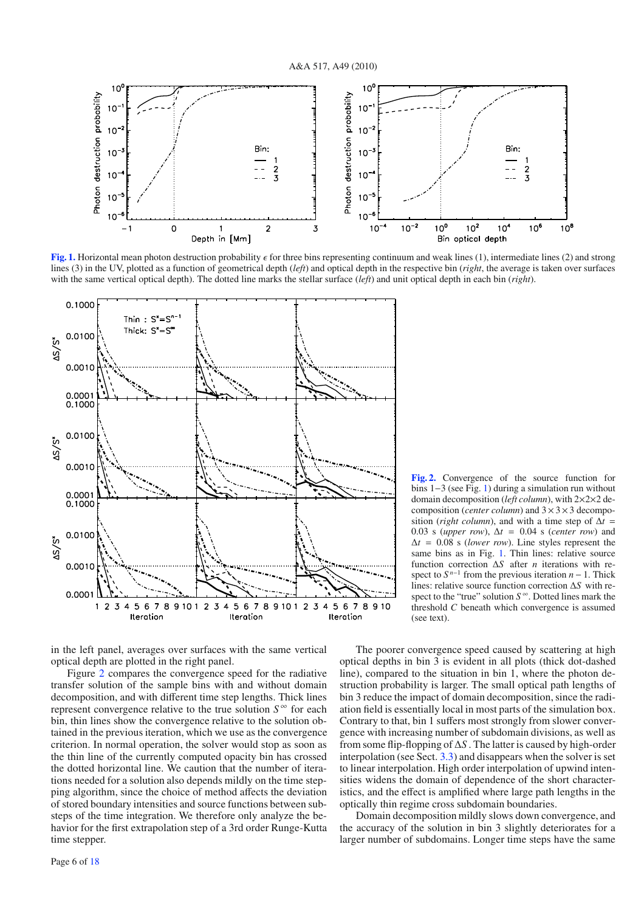**Fig. 1.** Horizontal mean photon destruction probability $\epsilon$ for three bins representing continuum and weak lines (1), intermediate lines (2) and strong lines (3) in the UV, plotted as a function of geometrical depth (*left*) and optical depth in the respective bin (*right*, the average is taken over surfaces with the same vertical optical depth). The dotted line marks the stellar surface (*left*) and unit optical depth in each bin (*right*).

**Fig. 2.** Convergence of the source function for bins 1−3 (see Fig. 1) during a simulation run without domain decomposition (*left column*), with 2×2×2 decomposition (*center column*) and 3×3×3 decomposition (*right column*), and with a time step of $\Delta t$ = 0.03 s (*upper row*), $\Delta t$ = 0.04 s (*center row*) and $\Delta t$ = 0.08 s (*lower row*). Line styles represent the same bins as in Fig. 1. Thin lines: relative source function correction $\Delta S$ after $n$ iterations with respect to $S^{n-1}$ from the previous iteration $n-1$. Thick lines: relative source function correction $\Delta S$ with respect to the "true" solution $S^{\infty}$. Dotted lines mark the threshold $C$ beneath which convergence is assumed (see text).

in the left panel, averages over surfaces with the same vertical optical depth are plotted in the right panel.

Figure 2 compares the convergence speed for the radiative transfer solution of the sample bins with and without domain decomposition, and with different time step lengths. Thick lines represent convergence relative to the true solution $S^{\infty}$ for each bin, thin lines show the convergence relative to the solution obtained in the previous iteration, which we use as the convergence criterion. In normal operation, the solver would stop as soon as the thin line of the currently computed opacity bin has crossed the dotted horizontal line. We caution that the number of iterations needed for a solution also depends mildly on the time stepping algorithm, since the choice of method affects the deviation of stored boundary intensities and source functions between substeps of the time integration. We therefore only analyze the behavior for the first extrapolation step of a 3rd order Runge-Kutta time stepper.

The poorer convergence speed caused by scattering at high optical depths in bin 3 is evident in all plots (thick dot-dashed line), compared to the situation in bin 1, where the photon destruction probability is larger. The small optical path lengths of bin 3 reduce the impact of domain decomposition, since the radiation field is essentially local in most parts of the simulation box. Contrary to that, bin 1 suffers most strongly from slower convergence with increasing number of subdomain divisions, as well as from some flip-flopping of $\Delta S$. The latter is caused by high-order interpolation (see Sect. 3.3) and disappears when the solver is set to linear interpolation. High order interpolation of upwind intensities widens the domain of dependence of the short characteristics, and the effect is amplified where large path lengths in the optically thin regime cross subdomain boundaries.

Domain decomposition mildly slows down convergence, and the accuracy of the solution in bin 3 slightly deteriorates for a larger number of subdomains. Longer time steps have the same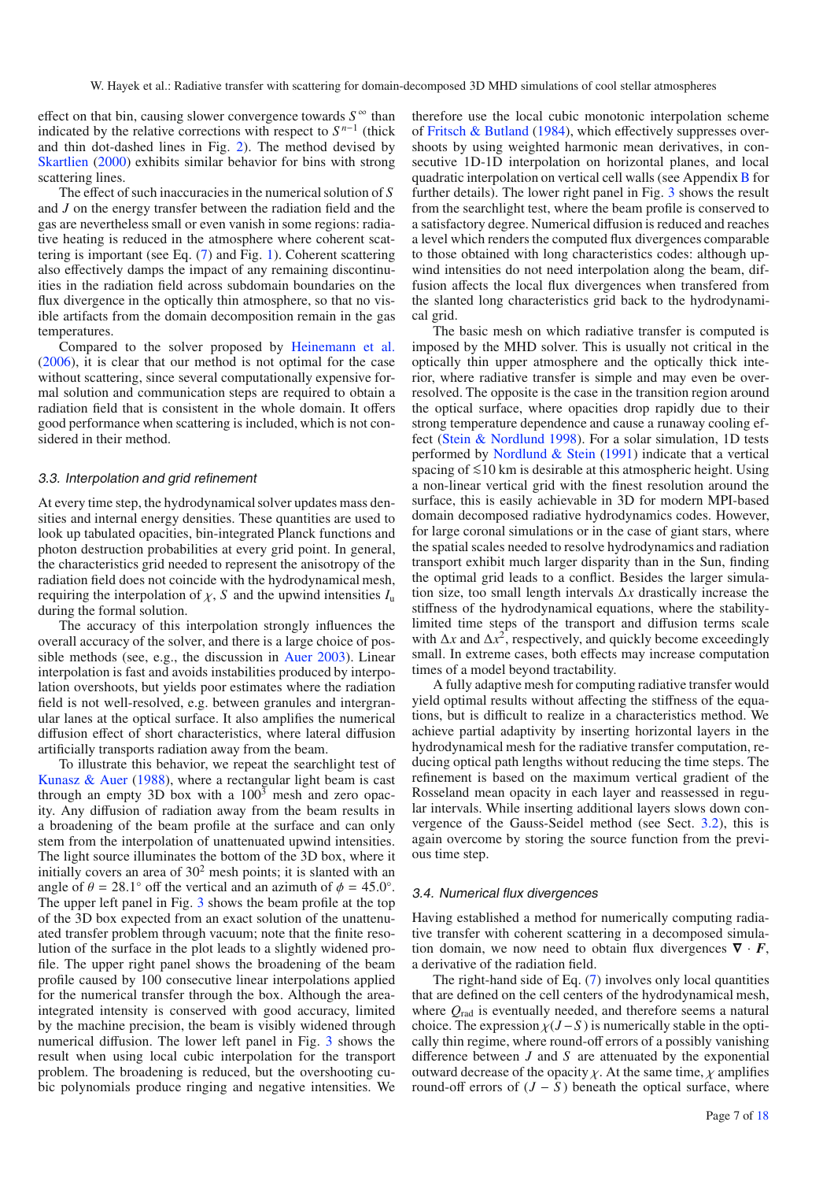effect on that bin, causing slower convergence towards $S^{\infty}$ than indicated by the relative corrections with respect to $S^{n-1}$ (thick and thin dot-dashed lines in Fig. 2). The method devised by Skartlien (2000) exhibits similar behavior for bins with strong scattering lines.

The effect of such inaccuracies in the numerical solution of $S$ and $J$ on the energy transfer between the radiation field and the gas are nevertheless small or even vanish in some regions: radiative heating is reduced in the atmosphere where coherent scattering is important (see Eq. (7) and Fig. 1). Coherent scattering also effectively damps the impact of any remaining discontinuities in the radiation field across subdomain boundaries on the flux divergence in the optically thin atmosphere, so that no visible artifacts from the domain decomposition remain in the gas temperatures.

Compared to the solver proposed by Heinemann et al. (2006), it is clear that our method is not optimal for the case without scattering, since several computationally expensive formal solution and communication steps are required to obtain a radiation field that is consistent in the whole domain. It offers good performance when scattering is included, which is not considered in their method.

### 3.3. Interpolation and grid refinement

At every time step, the hydrodynamical solver updates mass densities and internal energy densities. These quantities are used to look up tabulated opacities, bin-integrated Planck functions and photon destruction probabilities at every grid point. In general, the characteristics grid needed to represent the anisotropy of the radiation field does not coincide with the hydrodynamical mesh, requiring the interpolation of $\chi$, $S$ and the upwind intensities $I_{\rm u}$ during the formal solution.

The accuracy of this interpolation strongly influences the overall accuracy of the solver, and there is a large choice of possible methods (see, e.g., the discussion in Auer 2003). Linear interpolation is fast and avoids instabilities produced by interpolation overshoots, but yields poor estimates where the radiation field is not well-resolved, e.g. between granules and intergranular lanes at the optical surface. It also amplifies the numerical diffusion effect of short characteristics, where lateral diffusion artificially transports radiation away from the beam.

To illustrate this behavior, we repeat the searchlight test of Kunasz & Auer (1988), where a rectangular light beam is cast through an empty 3D box with a $100^3$ mesh and zero opacity. Any diffusion of radiation away from the beam results in a broadening of the beam profile at the surface and can only stem from the interpolation of unattenuated upwind intensities. The light source illuminates the bottom of the 3D box, where it initially covers an area of $30^2$ mesh points; it is slanted with an angle of $\theta = 28.1°$ off the vertical and an azimuth of $\phi = 45.0°$. The upper left panel in Fig. 3 shows the beam profile at the top of the 3D box expected from an exact solution of the unattenuated transfer problem through vacuum; note that the finite resolution of the surface in the plot leads to a slightly widened profile. The upper right panel shows the broadening of the beam profile caused by 100 consecutive linear interpolations applied for the numerical transfer through the box. Although the area-integrated intensity is conserved with good accuracy, limited by the machine precision, the beam is visibly widened through numerical diffusion. The lower left panel in Fig. 3 shows the result when using local cubic interpolation for the transport problem. The broadening is reduced, but the overshooting cubic polynomials produce ringing and negative intensities. We therefore use the local cubic monotonic interpolation scheme of Fritsch & Butland (1984), which effectively suppresses overshoots by using weighted harmonic mean derivatives, in consecutive 1D-1D interpolation on horizontal planes, and local quadratic interpolation on vertical cell walls (see Appendix B for further details). The lower right panel in Fig. 3 shows the result from the searchlight test, where the beam profile is conserved to a satisfactory degree. Numerical diffusion is reduced and reaches a level which renders the computed flux divergences comparable to those obtained with long characteristics codes: although upwind intensities do not need interpolation along the beam, diffusion affects the local flux divergences when transfered from the slanted long characteristics grid back to the hydrodynamical grid.

The basic mesh on which radiative transfer is computed is imposed by the MHD solver. This is usually not critical in the optically thin upper atmosphere and the optically thick interior, where radiative transfer is simple and may even be over-resolved. The opposite is the case in the transition region around the optical surface, where opacities drop rapidly due to their strong temperature dependence and cause a runaway cooling effect (Stein & Nordlund 1998). For a solar simulation, 1D tests performed by Nordlund & Stein (1991) indicate that a vertical spacing of $\lesssim$10 km is desirable at this atmospheric height. Using a non-linear vertical grid with the finest resolution around the surface, this is easily achievable in 3D for modern MPI-based domain decomposed radiative hydrodynamics codes. However, for large coronal simulations or in the case of giant stars, where the spatial scales needed to resolve hydrodynamics and radiation transport exhibit much larger disparity than in the Sun, finding the optimal grid leads to a conflict. Besides the larger simulation size, too small length intervals $\Delta x$ drastically increase the stiffness of the hydrodynamical equations, where the stability-limited time steps of the transport and diffusion terms scale with $\Delta x$ and $\Delta x^2$, respectively, and quickly become exceedingly small. In extreme cases, both effects may increase computation times of a model beyond tractability.

A fully adaptive mesh for computing radiative transfer would yield optimal results without affecting the stiffness of the equations, but is difficult to realize in a characteristics method. We achieve partial adaptivity by inserting horizontal layers in the hydrodynamical mesh for the radiative transfer computation, reducing optical path lengths without reducing the time steps. The refinement is based on the maximum vertical gradient of the Rosseland mean opacity in each layer and reassessed in regular intervals. While inserting additional layers slows down convergence of the Gauss-Seidel method (see Sect. 3.2), this is again overcome by storing the source function from the previous time step.

### 3.4. Numerical flux divergences

Having established a method for numerically computing radiative transfer with coherent scattering in a decomposed simulation domain, we now need to obtain flux divergences $\boldsymbol{\nabla} \cdot \boldsymbol{F}$, a derivative of the radiation field.

The right-hand side of Eq. (7) involves only local quantities that are defined on the cell centers of the hydrodynamical mesh, where $Q_{\rm rad}$ is eventually needed, and therefore seems a natural choice. The expression $\chi(J-S)$ is numerically stable in the optically thin region, where round-off errors of a possibly vanishing difference between $J$ and $S$ are attenuated by the exponential outward decrease of the opacity $\chi$. At the same time, $\chi$ amplifies round-off errors of $(J-S)$ beneath the optical surface, where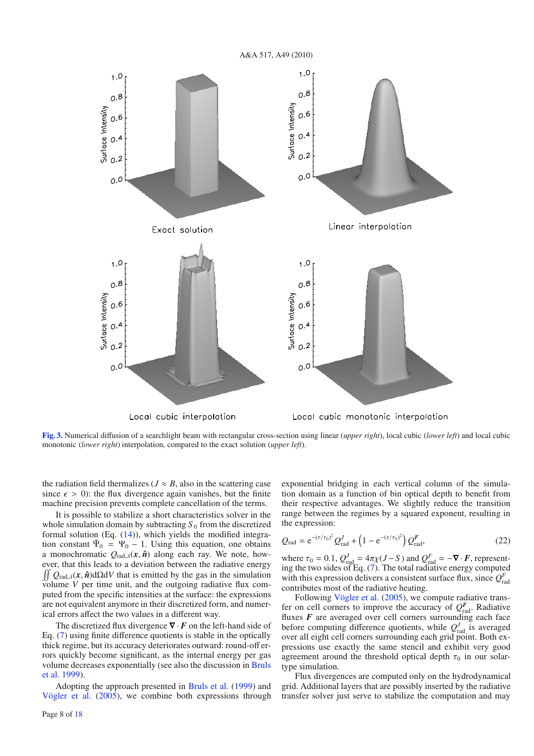**Fig. 3.** Numerical diffusion of a searchlight beam with rectangular cross-section using linear (*upper right*), local cubic (*lower left*) and local cubic monotonic (*lower right*) interpolation, compared to the exact solution (*upper left*).

the radiation field thermalizes ($J \approx B$, also in the scattering case since $\epsilon > 0$): the flux divergence again vanishes, but the finite machine precision prevents complete cancellation of the terms.

It is possible to stabilize a short characteristics solver in the whole simulation domain by subtracting $S_0$ from the discretized formal solution (Eq. (14)), which yields the modified integration constant $\tilde{\Psi}_0 = \Psi_0 - 1$. Using this equation, one obtains a monochromatic $Q_{\mathrm{rad},\lambda}(\boldsymbol{x}, \hat{\boldsymbol{n}})$ along each ray. We note, however, that this leads to a deviation between the radiative energy $\iint Q_{\mathrm{rad},\lambda}(\boldsymbol{x}, \hat{\boldsymbol{n}})\mathrm{d}\Omega\mathrm{d}V$ that is emitted by the gas in the simulation volume $V$ per time unit, and the outgoing radiative flux computed from the specific intensities at the surface: the expressions are not equivalent anymore in their discretized form, and numerical errors affect the two values in a different way.

The discretized flux divergence $\boldsymbol{\nabla} \cdot \boldsymbol{F}$ on the left-hand side of Eq. (7) using finite difference quotients is stable in the optically thick regime, but its accuracy deteriorates outward: round-off errors quickly become significant, as the internal energy per gas volume decreases exponentially (see also the discussion in Bruls et al. 1999).

Adopting the approach presented in Bruls et al. (1999) and Vögler et al. (2005), we combine both expressions through exponential bridging in each vertical column of the simulation domain as a function of bin optical depth to benefit from their respective advantages. We slightly reduce the transition range between the regimes by a squared exponent, resulting in the expression:

$$Q_{\mathrm{rad}} = \mathrm{e}^{-(\tau/\tau_0)^2} Q_{\mathrm{rad}}^J + \left(1 - \mathrm{e}^{-(\tau/\tau_0)^2}\right) Q_{\mathrm{rad}}^{\boldsymbol{F}}, \tag{22}$$

where $\tau_0 = 0.1$, $Q_{\mathrm{rad}}^J = 4\pi\chi(J - S)$ and $Q_{\mathrm{rad}}^{\boldsymbol{F}} = -\boldsymbol{\nabla} \cdot \boldsymbol{F}$, representing the two sides of Eq. (7). The total radiative energy computed with this expression delivers a consistent surface flux, since $Q_{\mathrm{rad}}^{\boldsymbol{F}}$ contributes most of the radiative heating.

Following Vögler et al. (2005), we compute radiative transfer on cell corners to improve the accuracy of $Q_{\mathrm{rad}}^{\boldsymbol{F}}$. Radiative fluxes $\boldsymbol{F}$ are averaged over cell corners surrounding each face before computing difference quotients, while $Q_{\mathrm{rad}}^J$ is averaged over all eight cell corners surrounding each grid point. Both expressions use exactly the same stencil and exhibit very good agreement around the threshold optical depth $\tau_0$ in our solar-type simulation.

Flux divergences are computed only on the hydrodynamical grid. Additional layers that are possibly inserted by the radiative transfer solver just serve to stabilize the computation and may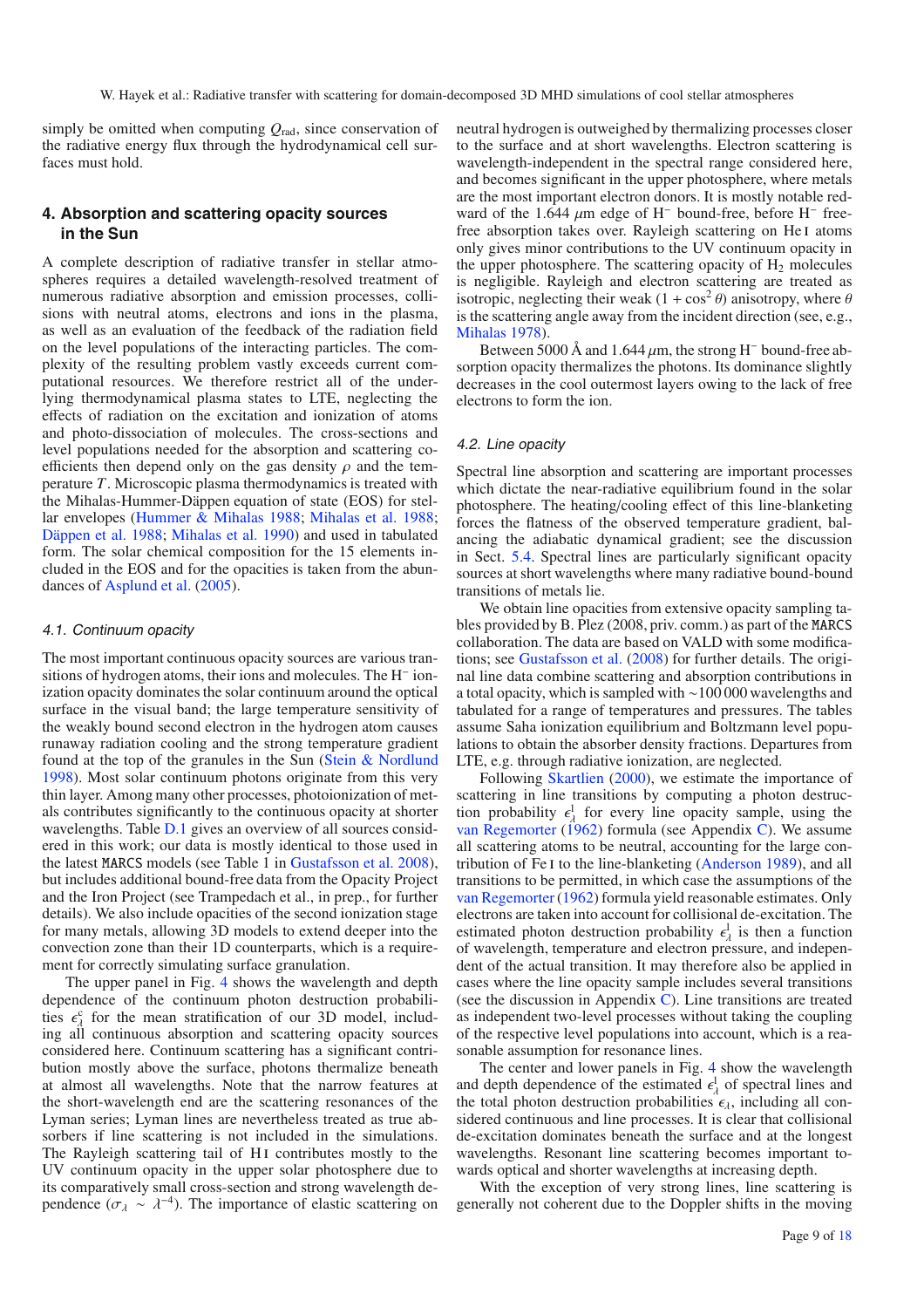simply be omitted when computing $Q_{\rm rad}$, since conservation of the radiative energy flux through the hydrodynamical cell surfaces must hold.

## 4. Absorption and scattering opacity sources in the Sun

A complete description of radiative transfer in stellar atmospheres requires a detailed wavelength-resolved treatment of numerous radiative absorption and emission processes, collisions with neutral atoms, electrons and ions in the plasma, as well as an evaluation of the feedback of the radiation field on the level populations of the interacting particles. The complexity of the resulting problem vastly exceeds current computational resources. We therefore restrict all of the underlying thermodynamical plasma states to LTE, neglecting the effects of radiation on the excitation and ionization of atoms and photo-dissociation of molecules. The cross-sections and level populations needed for the absorption and scattering coefficients then depend only on the gas density $\rho$ and the temperature $T$. Microscopic plasma thermodynamics is treated with the Mihalas-Hummer-Däppen equation of state (EOS) for stellar envelopes (Hummer & Mihalas 1988; Mihalas et al. 1988; Däppen et al. 1988; Mihalas et al. 1990) and used in tabulated form. The solar chemical composition for the 15 elements included in the EOS and for the opacities is taken from the abundances of Asplund et al. (2005).

### 4.1. Continuum opacity

The most important continuous opacity sources are various transitions of hydrogen atoms, their ions and molecules. The $H^-$ ionization opacity dominates the solar continuum around the optical surface in the visual band; the large temperature sensitivity of the weakly bound second electron in the hydrogen atom causes runaway radiation cooling and the strong temperature gradient found at the top of the granules in the Sun (Stein & Nordlund 1998). Most solar continuum photons originate from this very thin layer. Among many other processes, photoionization of metals contributes significantly to the continuous opacity at shorter wavelengths. Table D.1 gives an overview of all sources considered in this work; our data is mostly identical to those used in the latest MARCS models (see Table 1 in Gustafsson et al. 2008), but includes additional bound-free data from the Opacity Project and the Iron Project (see Trampedach et al., in prep., for further details). We also include opacities of the second ionization stage for many metals, allowing 3D models to extend deeper into the convection zone than their 1D counterparts, which is a requirement for correctly simulating surface granulation.

The upper panel in Fig. 4 shows the wavelength and depth dependence of the continuum photon destruction probabilities $\epsilon^{\rm c}_\lambda$ for the mean stratification of our 3D model, including all continuous absorption and scattering opacity sources considered here. Continuum scattering has a significant contribution mostly above the surface, photons thermalize beneath at almost all wavelengths. Note that the narrow features at the short-wavelength end are the scattering resonances of the Lyman series; Lyman lines are nevertheless treated as true absorbers if line scattering is not included in the simulations. The Rayleigh scattering of H I contributes mostly to the UV continuum opacity in the upper solar photosphere due to its comparatively small cross-section and strong wavelength dependence ($\sigma_\lambda \sim \lambda^{-4}$). The importance of elastic scattering on neutral hydrogen is outweighed by thermalizing processes closer to the surface and at short wavelengths. Electron scattering is wavelength-independent in the spectral range considered here, and becomes significant in the upper photosphere, where metals are the most important electron donors. It is mostly notable redward of the 1.644 $\mu$m edge of $H^-$ bound-free, before $H^-$ free-free absorption takes over. Rayleigh scattering on He I atoms only gives minor contributions to the UV continuum opacity in the upper photosphere. The scattering opacity of $H_2$ molecules is negligible. Rayleigh and electron scattering are treated as isotropic, neglecting their weak $(1 + \cos^2\theta)$ anisotropy, where $\theta$ is the scattering angle away from the incident direction (see, e.g., Mihalas 1978).

Between 5000 Å and 1.644 $\mu$m, the strong $H^-$ bound-free absorption opacity thermalizes the photons. Its dominance slightly decreases in the cool outermost layers owing to the lack of free electrons to form the ion.

### 4.2. Line opacity

Spectral line absorption and scattering are important processes which dictate the near-radiative equilibrium found in the solar photosphere. The heating/cooling effect of this line-blanketing forces the flatness of the observed temperature gradient, balancing the adiabatic dynamical gradient; see the discussion in Sect. 5.4. Spectral lines are particularly significant opacity sources at short wavelengths where many radiative bound-bound transitions of metals lie.

We obtain line opacities from extensive opacity sampling tables provided by B. Plez (2008, priv. comm.) as part of the MARCS collaboration. The data are based on VALD with some modifications; see Gustafsson et al. (2008) for further details. The original line data combine scattering and absorption contributions in a total opacity, which is sampled with ~100 000 wavelengths and tabulated for a range of temperatures and pressures. The tables assume Saha ionization equilibrium and Boltzmann level populations to obtain the absorber density fractions. Departures from LTE, e.g. through radiative ionization, are neglected.

Following Skartlien (2000), we estimate the importance of scattering in line transitions by computing a photon destruction probability $\epsilon^{\rm l}_\lambda$ for every line opacity sample, using the van Regemorter (1962) formula (see Appendix C). We assume all scattering atoms to be neutral, accounting for the large contribution of Fe I to the line-blanketing (Anderson 1989), and all transitions to be permitted, in which case the assumptions of the van Regemorter (1962) formula yield reasonable estimates. Only electrons are taken into account for collisional de-excitation. The estimated photon destruction probability $\epsilon^{\rm l}_\lambda$ is then a function of wavelength, temperature and electron pressure, and independent of the actual transition. It may therefore also be applied in cases where the line opacity sample includes several transitions (see the discussion in Appendix C). Line transitions are treated as independent two-level processes without taking the coupling of the respective level populations into account, which is a reasonable assumption for resonance lines.

The center and lower panels in Fig. 4 show the wavelength and depth dependence of the estimated $\epsilon^{\rm l}_\lambda$ of spectral lines and the total photon destruction probabilities $\epsilon_\lambda$, including all considered continuous and line processes. It is clear that collisional de-excitation dominates beneath the surface and at the longest wavelengths. Resonant line scattering becomes important towards optical and shorter wavelengths at increasing depth.

With the exception of very strong lines, line scattering is generally not coherent due to the Doppler shifts in the moving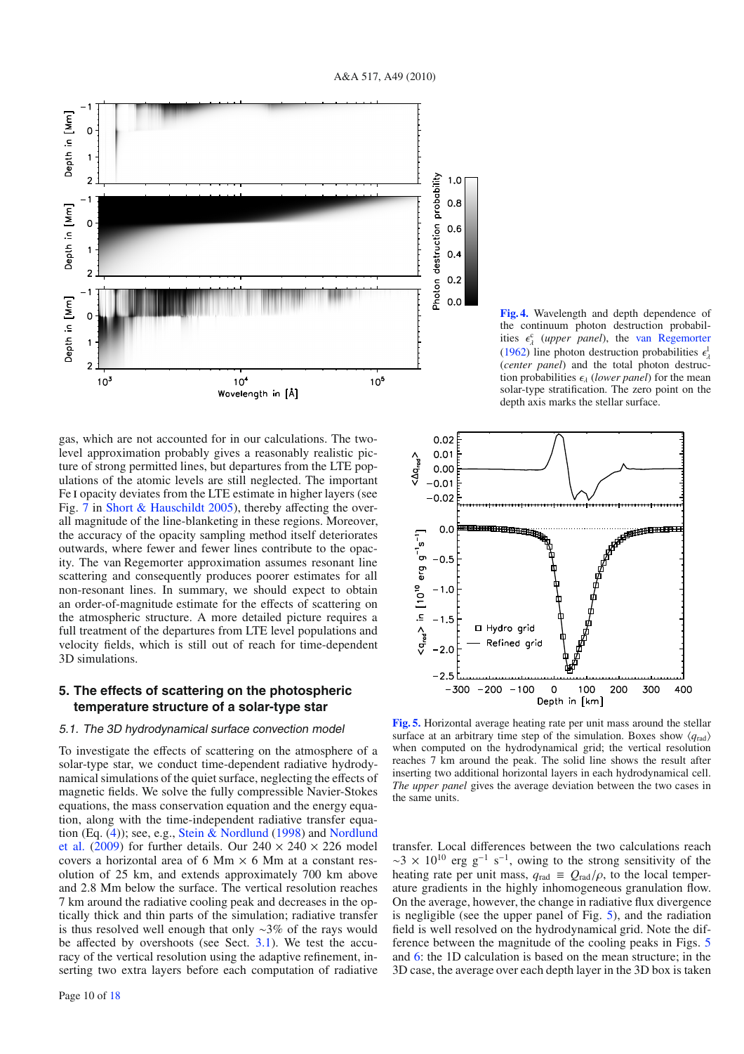**Fig. 4.** Wavelength and depth dependence of the continuum photon destruction probabilities $\epsilon_\lambda^c$ (*upper panel*), the van Regemorter (1962) line photon destruction probabilities $\epsilon_\lambda^l$ (*center panel*) and the total photon destruction probabilities $\epsilon_\lambda$ (*lower panel*) for the mean solar-type stratification. The zero point on the depth axis marks the stellar surface.

gas, which are not accounted for in our calculations. The two-level approximation probably gives a reasonably realistic picture of strong permitted lines, but departures from the LTE populations of the atomic levels are still neglected. The important Fe I opacity deviates from the LTE estimate in higher layers (see Fig. 7 in Short & Hauschildt 2005), thereby affecting the overall magnitude of the line-blanketing in these regions. Moreover, the accuracy of the opacity sampling method itself deteriorates outwards, where fewer and fewer lines contribute to the opacity. The van Regemorter approximation assumes resonant line scattering and consequently produces poorer estimates for all non-resonant lines. In summary, we should expect to obtain an order-of-magnitude estimate for the effects of scattering on the atmospheric structure. A more detailed picture requires a full treatment of the departures from LTE level populations and velocity fields, which is still out of reach for time-dependent 3D simulations.

## 5. The effects of scattering on the photospheric temperature structure of a solar-type star

### 5.1. The 3D hydrodynamical surface convection model

To investigate the effects of scattering on the atmosphere of a solar-type star, we conduct time-dependent radiative hydrodynamical simulations of the quiet surface, neglecting the effects of magnetic fields. We solve the fully compressible Navier-Stokes equations, the mass conservation equation and the energy equation, along with the time-independent radiative transfer equation (Eq. (4)); see, e.g., Stein & Nordlund (1998) and Nordlund et al. (2009) for further details. Our $240 \times 240 \times 226$ model covers a horizontal area of 6 Mm $\times$ 6 Mm at a constant resolution of 25 km, and extends approximately 700 km above and 2.8 Mm below the surface. The vertical resolution reaches 7 km around the radiative cooling peak and decreases in the optically thick and thin parts of the simulation; radiative transfer is thus resolved well enough that only $\sim$3% of the rays would be affected by overshoots (see Sect. 3.1). We test the accuracy of the vertical resolution using the adaptive refinement, inserting two extra layers before each computation of radiative transfer. Local differences between the two calculations reach $\sim 3 \times 10^{10}$ erg g$^{-1}$ s$^{-1}$, owing to the strong sensitivity of the heating rate per unit mass, $q_{\rm rad} \equiv Q_{\rm rad}/\rho$, to the local temperature gradients in the highly inhomogeneous granulation flow. On the average, however, the change in radiative flux divergence is negligible (see the upper panel of Fig. 5), and the radiation field is well resolved on the hydrodynamical grid. Note the difference between the magnitude of the cooling peaks in Figs. 5 and 6: the 1D calculation is based on the mean structure; in the 3D case, the average over each depth layer in the 3D box is taken

**Fig. 5.** Horizontal average heating rate per unit mass around the stellar surface at an arbitrary time step of the simulation. Boxes show $\langle q_{\rm rad}\rangle$ when computed on the hydrodynamical grid; the vertical resolution reaches 7 km around the peak. The solid line shows the result after inserting two additional horizontal layers in each hydrodynamical cell. *The upper panel* gives the average deviation between the two cases in the same units.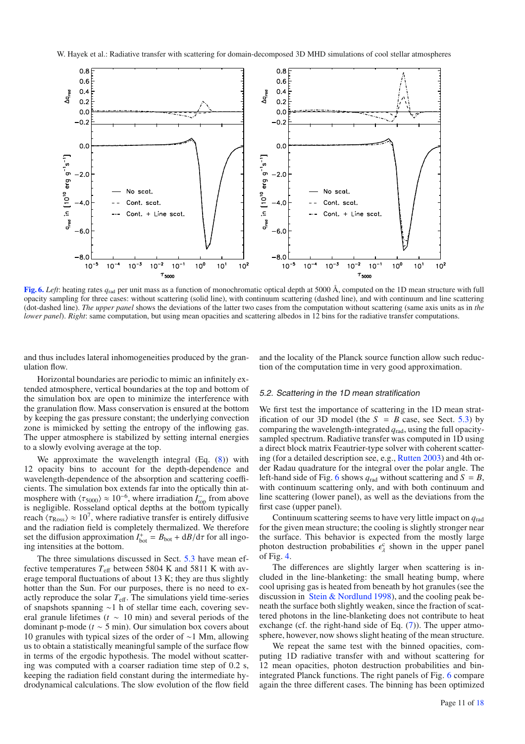**Fig. 6.** *Left*: heating rates $q_{\rm rad}$ per unit mass as a function of monochromatic optical depth at 5000 Å, computed on the 1D mean structure with full opacity sampling for three cases: without scattering (solid line), with continuum scattering (dashed line), and with continuum and line scattering (dot-dashed line). *The upper panel* shows the deviations of the latter two cases from the computation without scattering (same axis units as in *the lower panel*). *Right*: same computation, but using mean opacities and scattering albedos in 12 bins for the radiative transfer computations.

and thus includes lateral inhomogeneities produced by the granulation flow.

Horizontal boundaries are periodic to mimic an infinitely extended atmosphere, vertical boundaries at the top and bottom of the simulation box are open to minimize the interference with the granulation flow. Mass conservation is ensured at the bottom by keeping the gas pressure constant; the underlying convection zone is mimicked by setting the entropy of the inflowing gas. The upper atmosphere is stabilized by setting internal energies to a slowly evolving average at the top.

We approximate the wavelength integral (Eq. (8)) with 12 opacity bins to account for the depth-dependence and wavelength-dependence of the absorption and scattering coefficients. The simulation box extends far into the optically thin atmosphere with $\langle\tau_{5000}\rangle \approx 10^{-6}$, where irradiation $I^{-}_{\rm top}$ from above is negligible. Rosseland optical depths at the bottom typically reach $\langle\tau_{\rm Ross}\rangle \approx 10^{7}$, where radiative transfer is entirely diffusive and the radiation field is completely thermalized. We therefore set the diffusion approximation $I^{+}_{\rm bot} = B_{\rm bot} + {\rm d}B/{\rm d}\tau$ for all ingoing intensities at the bottom.

The three simulations discussed in Sect. 5.3 have mean effective temperatures $T_{\rm eff}$ between 5804 K and 5811 K with average temporal fluctuations of about 13 K; they are thus slightly hotter than the Sun. For our purposes, there is no need to exactly reproduce the solar $T_{\rm eff}$. The simulations yield time-series of snapshots spanning ∼1 h of stellar time each, covering several granule lifetimes ($t$ ∼ 10 min) and several periods of the dominant p-mode ($t$ ∼ 5 min). Our simulation box covers about 10 granules with typical sizes of the order of ∼1 Mm, allowing us to obtain a statistically meaningful sample of the surface flow in terms of the ergodic hypothesis. The model without scattering was computed with a coarser radiation time step of 0.2 s, keeping the radiation field constant during the intermediate hydrodynamical calculations. The slow evolution of the flow field and the locality of the Planck source function allow such reduction of the computation time in very good approximation.

### 5.2. Scattering in the 1D mean stratification

We first test the importance of scattering in the 1D mean stratification of our 3D model (the $S = B$ case, see Sect. 5.3) by comparing the wavelength-integrated $q_{\rm rad}$, using the full opacity-sampled spectrum. Radiative transfer was computed in 1D using a direct block matrix Feautrier-type solver with coherent scattering (for a detailed description see, e.g., Rutten 2003) and 4th order Radau quadrature for the integral over the polar angle. The left-hand side of Fig. 6 shows $q_{\rm rad}$ without scattering and $S = B$, with continuum scattering only, and with both continuum and line scattering (lower panel), as well as the deviations from the first case (upper panel).

Continuum scattering seems to have very little impact on $q_{\rm rad}$ for the given mean structure; the cooling is slightly stronger near the surface. This behavior is expected from the mostly large photon destruction probabilities $\epsilon^{\rm c}_{\lambda}$ shown in the upper panel of Fig. 4.

The differences are slightly larger when scattering is included in the line-blanketing: the small heating bump, where cool uprising gas is heated from beneath by hot granules (see the discussion in Stein & Nordlund 1998), and the cooling peak beneath the surface both slightly weaken, since the fraction of scattered photons in the line-blanketing does not contribute to heat exchange (cf. the right-hand side of Eq. (7)). The upper atmosphere, however, now shows slight heating of the mean structure.

We repeat the same test with the binned opacities, computing 1D radiative transfer with and without scattering for 12 mean opacities, photon destruction probabilities and bin-integrated Planck functions. The right panels of Fig. 6 compare again the three different cases. The binning has been optimized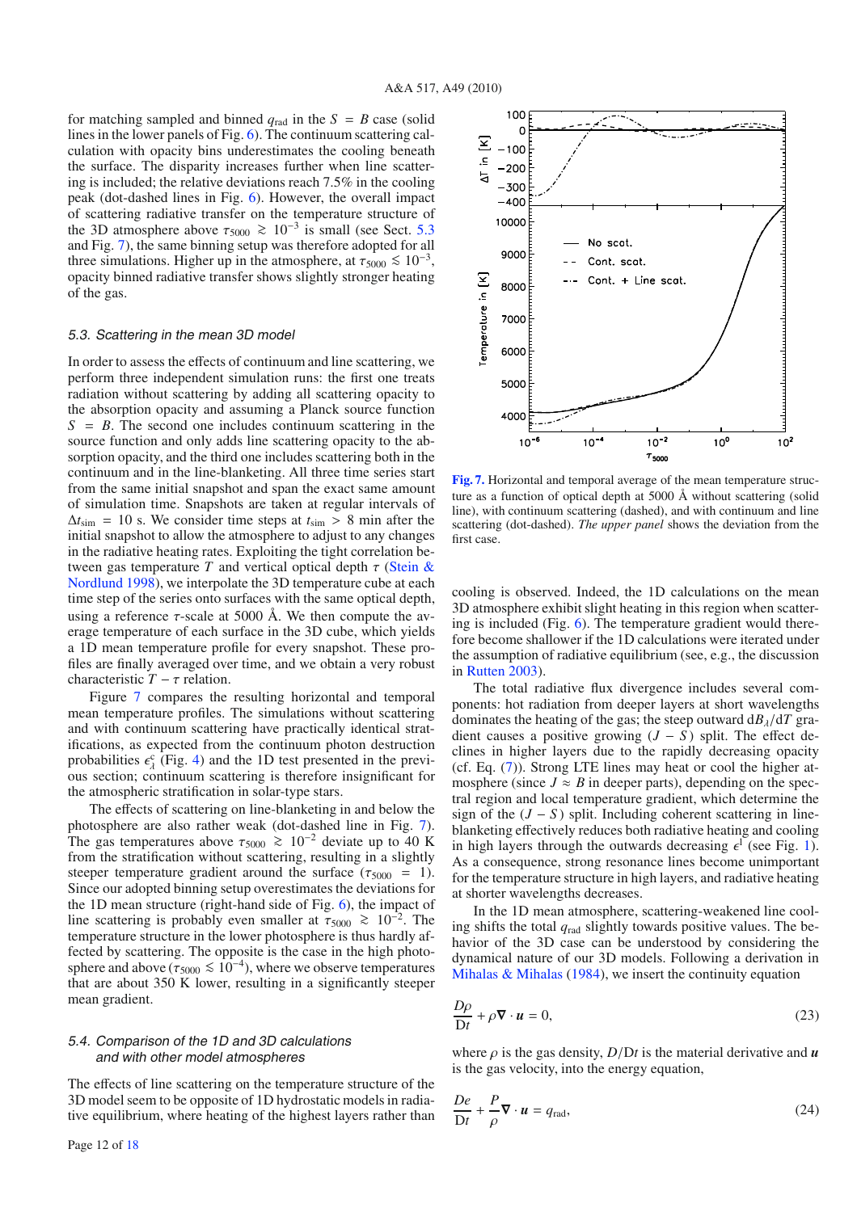for matching sampled and binned $q_{\rm rad}$ in the $S = B$ case (solid lines in the lower panels of Fig. 6). The continuum scattering calculation with opacity bins underestimates the cooling beneath the surface. The disparity increases further when line scattering is included; the relative deviations reach 7.5% in the cooling peak (dot-dashed lines in Fig. 6). However, the overall impact of scattering radiative transfer on the temperature structure of the 3D atmosphere above $\tau_{5000} \gtrsim 10^{-3}$ is small (see Sect. 5.3 and Fig. 7), the same binning setup was therefore adopted for all three simulations. Higher up in the atmosphere, at $\tau_{5000} \lesssim 10^{-3}$, opacity binned radiative transfer shows slightly stronger heating of the gas.

### 5.3. Scattering in the mean 3D model

In order to assess the effects of continuum and line scattering, we perform three independent simulation runs: the first one treats radiation without scattering by adding all scattering opacity to the absorption opacity and assuming a Planck source function $S = B$. The second one includes continuum scattering in the source function and only adds line scattering opacity to the absorption opacity, and the third one includes scattering both in the continuum and in the line-blanketing. All three time series start from the same initial snapshot and span the exact same amount of simulation time. Snapshots are taken at regular intervals of $\Delta t_{\rm sim} = 10$ s. We consider time steps at $t_{\rm sim} > 8$ min after the initial snapshot to allow the atmosphere to adjust to any changes in the radiative heating rates. Exploiting the tight correlation between gas temperature $T$ and vertical optical depth $\tau$ (Stein & Nordlund 1998), we interpolate the 3D temperature cube at each time step of the series onto surfaces with the same optical depth, using a reference $\tau$-scale at 5000 Å. We then compute the average temperature of each surface in the 3D cube, which yields a 1D mean temperature profile for every snapshot. These profiles are finally averaged over time, and we obtain a very robust characteristic $T - \tau$ relation.

Figure 7 compares the resulting horizontal and temporal mean temperature profiles. The simulations without scattering and with continuum scattering have practically identical stratifications, as expected from the continuum photon destruction probabilities $\epsilon^{\rm c}_{\lambda}$ (Fig. 4) and the 1D test presented in the previous section; continuum scattering is therefore insignificant for the atmospheric stratification in solar-type stars.

The effects of scattering on line-blanketing in and below the photosphere are also rather weak (dot-dashed line in Fig. 7). The gas temperatures above $\tau_{5000} \gtrsim 10^{-2}$ deviate up to 40 K from the stratification without scattering, resulting in a slightly steeper temperature gradient around the surface ($\tau_{5000} = 1$). Since our adopted binning setup overestimates the deviations for the 1D mean structure (right-hand side of Fig. 6), the impact of line scattering is probably even smaller at $\tau_{5000} \gtrsim 10^{-2}$. The temperature structure in the lower photosphere is thus hardly affected by scattering. The opposite is the case in the high photosphere and above ($\tau_{5000} \lesssim 10^{-4}$), where we observe temperatures that are about 350 K lower, resulting in a significantly steeper mean gradient.

### 5.4. Comparison of the 1D and 3D calculations and with other model atmospheres

The effects of line scattering on the temperature structure of the 3D model seem to be opposite of 1D hydrostatic models in radiative equilibrium, where heating of the highest layers rather than

**Fig. 7.** Horizontal and temporal average of the mean temperature structure as a function of optical depth at 5000 Å without scattering (solid line), with continuum scattering (dashed), and with continuum and line scattering (dot-dashed). *The upper panel* shows the deviation from the first case.

cooling is observed. Indeed, the 1D calculations on the mean 3D atmosphere exhibit slight heating in this region when scattering is included (Fig. 6). The temperature gradient would therefore become shallower if the 1D calculations were iterated under the assumption of radiative equilibrium (see, e.g., the discussion in Rutten 2003).

The total radiative flux divergence includes several components: hot radiation from deeper layers at short wavelengths dominates the heating of the gas; the steep outward $\mathrm{d}B_{\lambda}/\mathrm{d}T$ gradient causes a positive growing $(J - S)$ split. The effect declines in higher layers due to the rapidly decreasing opacity (cf. Eq. (7)). Strong LTE lines may heat or cool the higher atmosphere (since $J \approx B$ in deeper parts), depending on the spectral region and local temperature gradient, which determine the sign of the $(J - S)$ split. Including coherent scattering in line-blanketing effectively reduces both radiative heating and cooling in high layers through the outwards decreasing $\epsilon^{\rm l}$ (see Fig. 1). As a consequence, strong resonance lines become unimportant for the temperature structure in high layers, and radiative heating at shorter wavelengths decreases.

In the 1D mean atmosphere, scattering-weakened line cooling shifts the total $q_{\rm rad}$ slightly towards positive values. The behavior of the 3D case can be understood by considering the dynamical nature of our 3D models. Following a derivation in Mihalas & Mihalas (1984), we insert the continuity equation

$$\frac{D\rho}{\mathrm{D}t} + \rho \boldsymbol{\nabla} \cdot \boldsymbol{u} = 0, \tag{23}$$

where $\rho$ is the gas density, $D/\mathrm{D}t$ is the material derivative and $\boldsymbol{u}$ is the gas velocity, into the energy equation,

$$\frac{De}{\mathrm{D}t} + \frac{P}{\rho} \boldsymbol{\nabla} \cdot \boldsymbol{u} = q_{\rm rad}, \tag{24}$$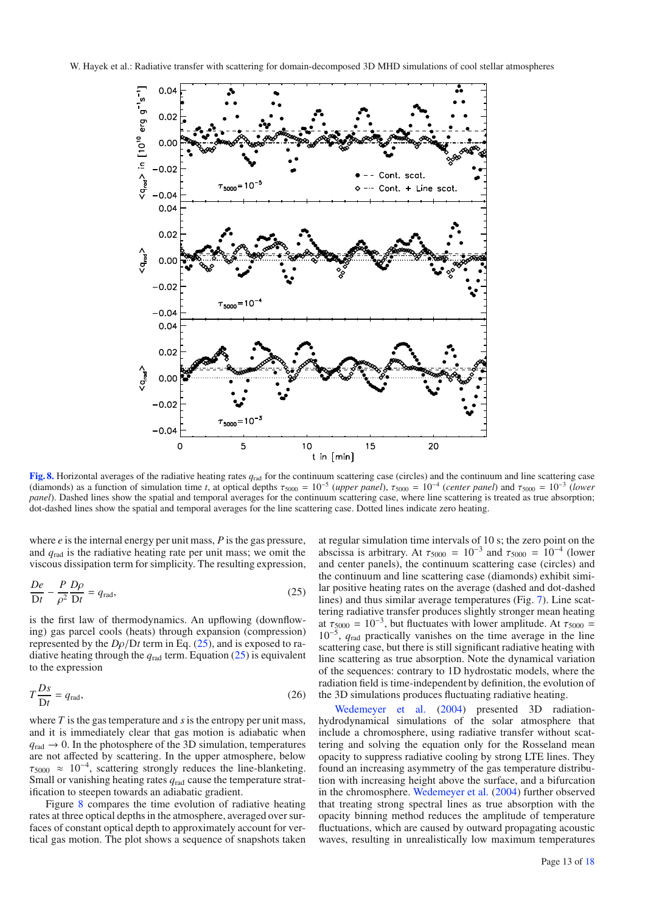**Fig. 8.** Horizontal averages of the radiative heating rates $q_{\rm rad}$ for the continuum scattering case (circles) and the continuum and line scattering case (diamonds) as a function of simulation time $t$, at optical depths $\tau_{5000} = 10^{-5}$ (*upper panel*), $\tau_{5000} = 10^{-4}$ (*center panel*) and $\tau_{5000} = 10^{-3}$ (*lower panel*). Dashed lines show the spatial and temporal averages for the continuum scattering case, where line scattering is treated as true absorption; dot-dashed lines show the spatial and temporal averages for the line scattering case. Dotted lines indicate zero heating.

where $e$ is the internal energy per unit mass, $P$ is the gas pressure, and $q_{\rm rad}$ is the radiative heating rate per unit mass; we omit the viscous dissipation term for simplicity. The resulting expression,

$$\frac{De}{{\rm D}t} - \frac{P}{\rho^2}\frac{D\rho}{{\rm D}t} = q_{\rm rad}, \tag{25}$$

is the first law of thermodynamics. An upflowing (downflowing) gas parcel cools (heats) through expansion (compression) represented by the $D\rho/{\rm D}t$ term in Eq. (25), and is exposed to radiative heating through the $q_{\rm rad}$ term. Equation (25) is equivalent to the expression

$$T\frac{Ds}{{\rm D}t} = q_{\rm rad}, \tag{26}$$

where $T$ is the gas temperature and $s$ is the entropy per unit mass, and it is immediately clear that gas motion is adiabatic when $q_{\rm rad} \to 0$. In the photosphere of the 3D simulation, temperatures are not affected by scattering. In the upper atmosphere, below $\tau_{5000} \approx 10^{-4}$, scattering strongly reduces the line-blanketing. Small or vanishing heating rates $q_{\rm rad}$ cause the temperature stratification to steepen towards an adiabatic gradient.

Figure 8 compares the time evolution of radiative heating rates at three optical depths in the atmosphere, averaged over surfaces of constant optical depth to approximately account for vertical gas motion. The plot shows a sequence of snapshots taken at regular simulation time intervals of 10 s; the zero point on the abscissa is arbitrary. At $\tau_{5000} = 10^{-3}$ and $\tau_{5000} = 10^{-4}$ (lower and center panels), the continuum scattering case (circles) and the continuum and line scattering case (diamonds) exhibit similar positive heating rates on the average (dashed and dot-dashed lines) and thus similar average temperatures (Fig. 7). Line scattering radiative transfer produces slightly stronger mean heating at $\tau_{5000} = 10^{-3}$, but fluctuates with lower amplitude. At $\tau_{5000} = 10^{-5}$, $q_{\rm rad}$ practically vanishes on the time average in the line scattering case, but there is still significant radiative heating with line scattering as true absorption. Note the dynamical variation of the sequences: contrary to 1D hydrostatic models, where the radiation field is time-independent by definition, the evolution of the 3D simulations produces fluctuating radiative heating.

Wedemeyer et al. (2004) presented 3D radiation-hydrodynamical simulations of the solar atmosphere that include a chromosphere, using radiative transfer without scattering and solving the equation only for the Rosseland mean opacity to suppress radiative cooling by strong LTE lines. They found an increasing asymmetry of the gas temperature distribution with increasing height above the surface, and a bifurcation in the chromosphere. Wedemeyer et al. (2004) further observed that treating strong spectral lines as true absorption with the opacity binning method reduces the amplitude of temperature fluctuations, which are caused by outward propagating acoustic waves, resulting in unrealistically low maximum temperatures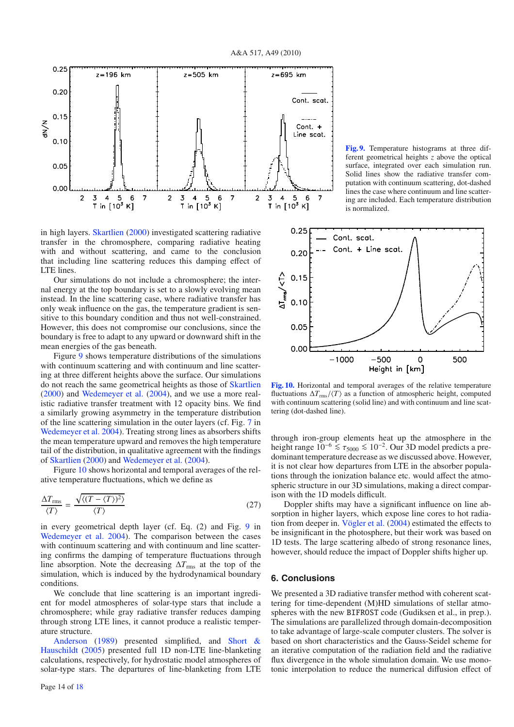**Fig. 9.** Temperature histograms at three different geometrical heights $z$ above the optical surface, integrated over each simulation run. Solid lines show the radiative transfer computation with continuum scattering, dot-dashed lines the case where continuum and line scattering are included. Each temperature distribution is normalized.

in high layers. Skartlien (2000) investigated scattering radiative transfer in the chromosphere, comparing radiative heating with and without scattering, and came to the conclusion that including line scattering reduces this damping effect of LTE lines.

Our simulations do not include a chromosphere; the internal energy at the top boundary is set to a slowly evolving mean instead. In the line scattering case, where radiative transfer has only weak influence on the gas, the temperature gradient is sensitive to this boundary condition and thus not well-constrained. However, this does not compromise our conclusions, since the boundary is free to adapt to any upward or downward shift in the mean energies of the gas beneath.

Figure 9 shows temperature distributions of the simulations with continuum scattering and with continuum and line scattering at three different heights above the surface. Our simulations do not reach the same geometrical heights as those of Skartlien (2000) and Wedemeyer et al. (2004), and we use a more realistic radiative transfer treatment with 12 opacity bins. We find a similarly growing asymmetry in the temperature distribution of the line scattering simulation in the outer layers (cf. Fig. 7 in Wedemeyer et al. 2004). Treating strong lines as absorbers shifts the mean temperature upward and removes the high temperature tail of the distribution, in qualitative agreement with the findings of Skartlien (2000) and Wedemeyer et al. (2004).

Figure 10 shows horizontal and temporal averages of the relative temperature fluctuations, which we define as

$$\frac{\Delta T_{\rm rms}}{\langle T\rangle} = \frac{\sqrt{\langle (T-\langle T\rangle)^2\rangle}}{\langle T\rangle} \tag{27}$$

in every geometrical depth layer (cf. Eq. (2) and Fig. 9 in Wedemeyer et al. 2004). The comparison between the cases with continuum scattering and with continuum and line scattering confirms the damping of temperature fluctuations through line absorption. Note the decreasing $\Delta T_{\rm rms}$ at the top of the simulation, which is induced by the hydrodynamical boundary conditions.

We conclude that line scattering is an important ingredient for model atmospheres of solar-type stars that include a chromosphere; while gray radiative transfer reduces damping through strong LTE lines, it cannot produce a realistic temperature structure.

Anderson (1989) presented simplified, and Short & Hauschildt (2005) presented full 1D non-LTE line-blanketing calculations, respectively, for hydrostatic model atmospheres of solar-type stars. The departures of line-blanketing from LTE through iron-group elements heat up the atmosphere in the height range $10^{-6} \lesssim \tau_{5000} \lesssim 10^{-2}$. Our 3D model predicts a predominant temperature decrease as we discussed above. However, it is not clear how departures from LTE in the absorber populations through the ionization balance etc. would affect the atmospheric structure in our 3D simulations, making a direct comparison with the 1D models difficult.

**Fig. 10.** Horizontal and temporal averages of the relative temperature fluctuations $\Delta T_{\rm rms}/\langle T\rangle$ as a function of atmospheric height, computed with continuum scattering (solid line) and with continuum and line scattering (dot-dashed line).

Doppler shifts may have a significant influence on line absorption in higher layers, which expose line cores to hot radiation from deeper in. Vögler et al. (2004) estimated the effects to be insignificant in the photosphere, but their work was based on 1D tests. The large scattering albedo of strong resonance lines, however, should reduce the impact of Doppler shifts higher up.

## 6. Conclusions

We presented a 3D radiative transfer method with coherent scattering for time-dependent (M)HD simulations of stellar atmospheres with the new BIFROST code (Gudiksen et al., in prep.). The simulations are parallelized through domain-decomposition to take advantage of large-scale computer clusters. The solver is based on short characteristics and the Gauss-Seidel scheme for an iterative computation of the radiation field and the radiative flux divergence in the whole simulation domain. We use monotonic interpolation to reduce the numerical diffusion effect of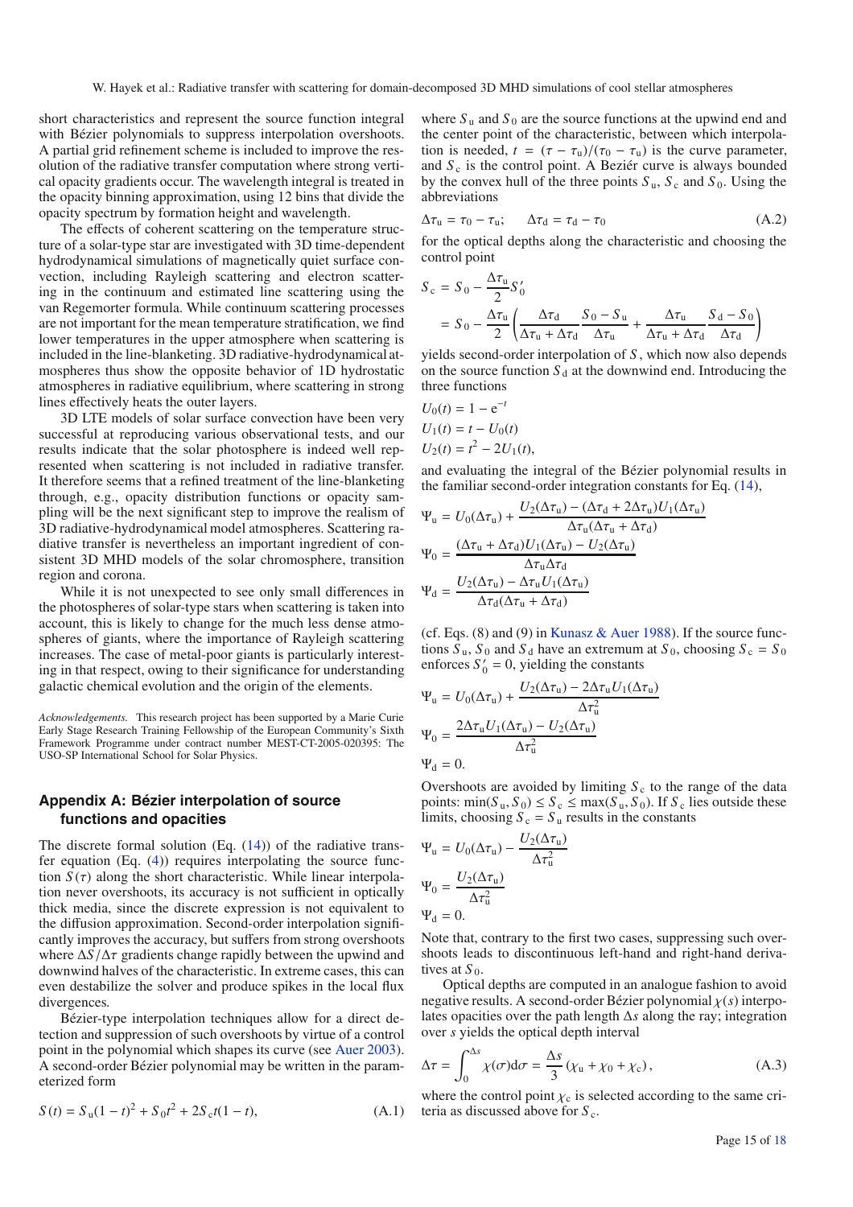short characteristics and represent the source function integral with Bézier polynomials to suppress interpolation overshoots. A partial grid refinement scheme is included to improve the resolution of the radiative transfer computation where strong vertical opacity gradients occur. The wavelength integral is treated in the opacity binning approximation, using 12 bins that divide the opacity spectrum by formation height and wavelength.

The effects of coherent scattering on the temperature structure of a solar-type star are investigated with 3D time-dependent hydrodynamical simulations of magnetically quiet surface convection, including Rayleigh scattering and electron scattering in the continuum and estimated line scattering using the van Regemorter formula. While continuum scattering processes are not important for the mean temperature stratification, we find lower temperatures in the upper atmosphere when scattering is included in the line-blanketing. 3D radiative-hydrodynamical atmospheres thus show the opposite behavior of 1D hydrostatic atmospheres in radiative equilibrium, where scattering in strong lines effectively heats the outer layers.

3D LTE models of solar surface convection have been very successful at reproducing various observational tests, and our results indicate that the solar photosphere is indeed well represented when scattering is not included in radiative transfer. It therefore seems that a refined treatment of the line-blanketing through, e.g., opacity distribution functions or opacity sampling will be the next significant step to improve the realism of 3D radiative-hydrodynamical model atmospheres. Scattering radiative transfer is nevertheless an important ingredient of consistent 3D MHD models of the solar chromosphere, transition region and corona.

While it is not unexpected to see only small differences in the photospheres of solar-type stars when scattering is taken into account, this is likely to change for the much less dense atmospheres of giants, where the importance of Rayleigh scattering increases. The case of metal-poor giants is particularly interesting in that respect, owing to their significance for understanding galactic chemical evolution and the origin of the elements.

*Acknowledgements.* This research project has been supported by a Marie Curie Early Stage Research Training Fellowship of the European Community's Sixth Framework Programme under contract number MEST-CT-2005-020395: The USO-SP International School for Solar Physics.

## Appendix A: Bézier interpolation of source functions and opacities

The discrete formal solution (Eq. (14)) of the radiative transfer equation (Eq. (4)) requires interpolating the source function $S(\tau)$ along the short characteristic. While linear interpolation never overshoots, its accuracy is not sufficient in optically thick media, since the discrete expression is not equivalent to the diffusion approximation. Second-order interpolation significantly improves the accuracy, but suffers from strong overshoots where $\Delta S/\Delta\tau$ gradients change rapidly between the upwind and downwind halves of the characteristic. In extreme cases, this can even destabilize the solver and produce spikes in the local flux divergences.

Bézier-type interpolation techniques allow for a direct detection and suppression of such overshoots by virtue of a control point in the polynomial which shapes its curve (see Auer 2003). A second-order Bézier polynomial may be written in the parameterized form

$$S(t) = S_{\rm u}(1-t)^2 + S_0 t^2 + 2S_{\rm c}t(1-t), \tag{A.1}$$

where $S_{\rm u}$ and $S_0$ are the source functions at the upwind end and the center point of the characteristic, between which interpolation is needed, $t = (\tau - \tau_{\rm u})/(\tau_0 - \tau_{\rm u})$ is the curve parameter, and $S_{\rm c}$ is the control point. A Beziér curve is always bounded by the convex hull of the three points $S_{\rm u}$, $S_{\rm c}$ and $S_0$. Using the abbreviations

$$\Delta\tau_{\rm u} = \tau_0 - \tau_{\rm u}; \qquad \Delta\tau_{\rm d} = \tau_{\rm d} - \tau_0 \tag{A.2}$$

for the optical depths along the characteristic and choosing the control point

$$\begin{aligned} S_{\rm c} &= S_0 - \frac{\Delta\tau_{\rm u}}{2} S_0' \\ &= S_0 - \frac{\Delta\tau_{\rm u}}{2}\left(\frac{\Delta\tau_{\rm d}}{\Delta\tau_{\rm u}+\Delta\tau_{\rm d}}\frac{S_0 - S_{\rm u}}{\Delta\tau_{\rm u}} + \frac{\Delta\tau_{\rm u}}{\Delta\tau_{\rm u}+\Delta\tau_{\rm d}}\frac{S_{\rm d} - S_0}{\Delta\tau_{\rm d}}\right) \end{aligned}$$

yields second-order interpolation of $S$, which now also depends on the source function $S_{\rm d}$ at the downwind end. Introducing the three functions

$$\begin{aligned} U_0(t) &= 1 - {\rm e}^{-t} \\ U_1(t) &= t - U_0(t) \\ U_2(t) &= t^2 - 2U_1(t), \end{aligned}$$

and evaluating the integral of the Bézier polynomial results in the familiar second-order integration constants for Eq. (14),

$$\begin{aligned} \Psi_{\rm u} &= U_0(\Delta\tau_{\rm u}) + \frac{U_2(\Delta\tau_{\rm u}) - (\Delta\tau_{\rm d} + 2\Delta\tau_{\rm u})U_1(\Delta\tau_{\rm u})}{\Delta\tau_{\rm u}(\Delta\tau_{\rm u}+\Delta\tau_{\rm d})} \\ \Psi_0 &= \frac{(\Delta\tau_{\rm u}+\Delta\tau_{\rm d})U_1(\Delta\tau_{\rm u}) - U_2(\Delta\tau_{\rm u})}{\Delta\tau_{\rm u}\Delta\tau_{\rm d}} \\ \Psi_{\rm d} &= \frac{U_2(\Delta\tau_{\rm u}) - \Delta\tau_{\rm u}U_1(\Delta\tau_{\rm u})}{\Delta\tau_{\rm d}(\Delta\tau_{\rm u}+\Delta\tau_{\rm d})} \end{aligned}$$

(cf. Eqs. (8) and (9) in Kunasz & Auer 1988). If the source functions $S_{\rm u}$, $S_0$ and $S_{\rm d}$ have an extremum at $S_0$, choosing $S_{\rm c} = S_0$ enforces $S_0' = 0$, yielding the constants

$$\begin{aligned} \Psi_{\rm u} &= U_0(\Delta\tau_{\rm u}) + \frac{U_2(\Delta\tau_{\rm u}) - 2\Delta\tau_{\rm u}U_1(\Delta\tau_{\rm u})}{\Delta\tau_{\rm u}^2} \\ \Psi_0 &= \frac{2\Delta\tau_{\rm u}U_1(\Delta\tau_{\rm u}) - U_2(\Delta\tau_{\rm u})}{\Delta\tau_{\rm u}^2} \\ \Psi_{\rm d} &= 0. \end{aligned}$$

Overshoots are avoided by limiting $S_{\rm c}$ to the range of the data points: $\min(S_{\rm u}, S_0) \le S_{\rm c} \le \max(S_{\rm u}, S_0)$. If $S_{\rm c}$ lies outside these limits, choosing $S_{\rm c} = S_{\rm u}$ results in the constants

$$\begin{aligned} \Psi_{\rm u} &= U_0(\Delta\tau_{\rm u}) - \frac{U_2(\Delta\tau_{\rm u})}{\Delta\tau_{\rm u}^2} \\ \Psi_0 &= \frac{U_2(\Delta\tau_{\rm u})}{\Delta\tau_{\rm u}^2} \\ \Psi_{\rm d} &= 0. \end{aligned}$$

Note that, contrary to the first two cases, suppressing such overshoots leads to discontinuous left-hand and right-hand derivatives at $S_0$.

Optical depths are computed in an analogue fashion to avoid negative results. A second-order Bézier polynomial $\chi(s)$ interpolates opacities over the path length $\Delta s$ along the ray; integration over $s$ yields the optical depth interval

$$\Delta\tau = \int_0^{\Delta s} \chi(\sigma){\rm d}\sigma = \frac{\Delta s}{3}\left(\chi_{\rm u} + \chi_0 + \chi_{\rm c}\right), \tag{A.3}$$

where the control point $\chi_{\rm c}$ is selected according to the same criteria as discussed above for $S_{\rm c}$.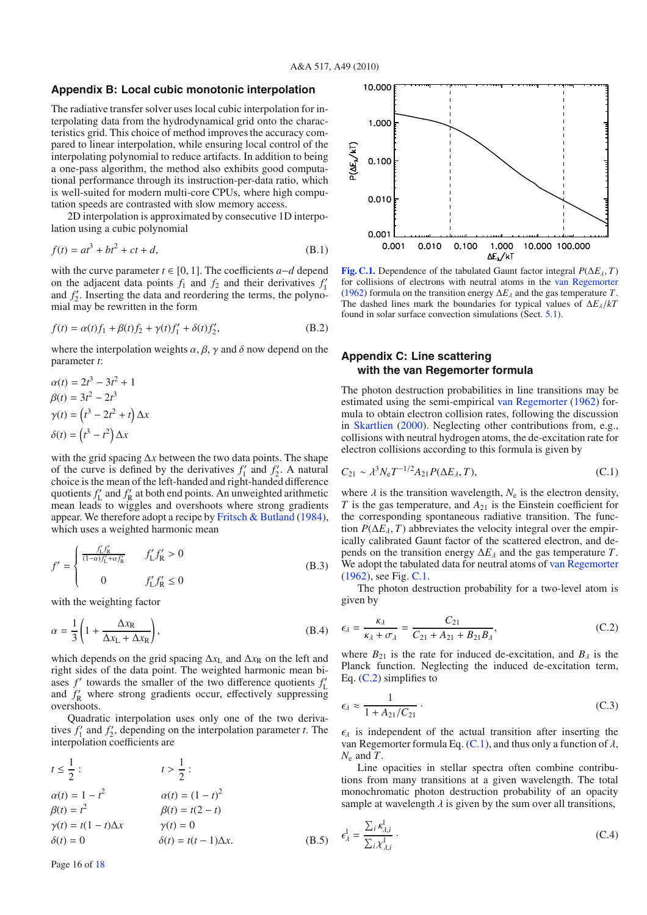## Appendix B: Local cubic monotonic interpolation

The radiative transfer solver uses local cubic interpolation for interpolating data from the hydrodynamical grid onto the characteristics grid. This choice of method improves the accuracy compared to linear interpolation, while ensuring local control of the interpolating polynomial to reduce artifacts. In addition to being a one-pass algorithm, the method also exhibits good computational performance through its instruction-per-data ratio, which is well-suited for modern multi-core CPUs, where high computation speeds are contrasted with slow memory access.

2D interpolation is approximated by consecutive 1D interpolation using a cubic polynomial

$$f(t) = at^3 + bt^2 + ct + d, \tag{B.1}$$

with the curve parameter $t \in [0, 1]$. The coefficients $a$–$d$ depend on the adjacent data points $f_1$ and $f_2$ and their derivatives $f_1'$ and $f_2'$. Inserting the data and reordering the terms, the polynomial may be rewritten in the form

$$f(t) = \alpha(t) f_1 + \beta(t) f_2 + \gamma(t) f_1' + \delta(t) f_2', \tag{B.2}$$

where the interpolation weights $\alpha$, $\beta$, $\gamma$ and $\delta$ now depend on the parameter $t$:

$$\begin{aligned}
\alpha(t) &= 2t^3 - 3t^2 + 1 \\
\beta(t) &= 3t^2 - 2t^3 \\
\gamma(t) &= \left(t^3 - 2t^2 + t\right) \Delta x \\
\delta(t) &= \left(t^3 - t^2\right) \Delta x
\end{aligned}$$

with the grid spacing $\Delta x$ between the two data points. The shape of the curve is defined by the derivatives $f_1'$ and $f_2'$. A natural choice is the mean of the left-handed and right-handed difference quotients $f_L'$ and $f_R'$ at both end points. An unweighted arithmetic mean leads to wiggles and overshoots where strong gradients appear. We therefore adopt a recipe by Fritsch & Butland (1984), which uses a weighted harmonic mean

$$f' = \begin{cases} \dfrac{f_L' f_R'}{(1-\alpha) f_L' + \alpha f_R'} & f_L' f_R' > 0 \\ 0 & f_L' f_R' \leq 0 \end{cases} \tag{B.3}$$

with the weighting factor

$$\alpha = \frac{1}{3}\left(1 + \frac{\Delta x_R}{\Delta x_L + \Delta x_R}\right), \tag{B.4}$$

which depends on the grid spacing $\Delta x_L$ and $\Delta x_R$ on the left and right sides of the data point. The weighted harmonic mean biases $f'$ towards the smaller of the two difference quotients $f_L'$ and $f_R'$ where strong gradients occur, effectively suppressing overshoots.

Quadratic interpolation uses only one of the two derivatives $f_1'$ and $f_2'$, depending on the interpolation parameter $t$. The interpolation coefficients are

$$\begin{aligned}
&t \leq \frac{1}{2}: & & t > \frac{1}{2}: \\
&\alpha(t) = 1 - t^2 & & \alpha(t) = (1-t)^2 \\
&\beta(t) = t^2 & & \beta(t) = t(2-t) \\
&\gamma(t) = t(1-t)\Delta x & & \gamma(t) = 0 \\
&\delta(t) = 0 & & \delta(t) = t(t-1)\Delta x.
\end{aligned} \tag{B.5}$$

Fig. C.1. Dependence of the tabulated Gaunt factor integral $P(\Delta E_\lambda, T)$ for collisions of electrons with neutral atoms in the van Regemorter (1962) formula on the transition energy $\Delta E_\lambda$ and the gas temperature $T$. The dashed lines mark the boundaries for typical values of $\Delta E_\lambda / kT$ found in solar surface convection simulations (Sect. 5.1).

## Appendix C: Line scattering with the van Regemorter formula

The photon destruction probabilities in line transitions may be estimated using the semi-empirical van Regemorter (1962) formula to obtain electron collision rates, following the discussion in Skartlien (2000). Neglecting other contributions from, e.g., collisions with neutral hydrogen atoms, the de-excitation rate for electron collisions according to this formula is given by

$$C_{21} \sim \lambda^3 N_e T^{-1/2} A_{21} P(\Delta E_\lambda, T), \tag{C.1}$$

where $\lambda$ is the transition wavelength, $N_e$ is the electron density, $T$ is the gas temperature, and $A_{21}$ is the Einstein coefficient for the corresponding spontaneous radiative transition. The function $P(\Delta E_\lambda, T)$ abbreviates the velocity integral over the empirically calibrated Gaunt factor of the scattered electron, and depends on the transition energy $\Delta E_\lambda$ and the gas temperature $T$. We adopt the tabulated data for neutral atoms of van Regemorter (1962), see Fig. C.1.

The photon destruction probability for a two-level atom is given by

$$\epsilon_\lambda = \frac{\kappa_\lambda}{\kappa_\lambda + \sigma_\lambda} = \frac{C_{21}}{C_{21} + A_{21} + B_{21} B_\lambda}, \tag{C.2}$$

where $B_{21}$ is the rate for induced de-excitation, and $B_\lambda$ is the Planck function. Neglecting the induced de-excitation term, Eq. (C.2) simplifies to

$$\epsilon_\lambda \approx \frac{1}{1 + A_{21}/C_{21}} \cdot \tag{C.3}$$

$\epsilon_\lambda$ is independent of the actual transition after inserting the van Regemorter formula Eq. (C.1), and thus only a function of $\lambda$, $N_e$ and $T$.

Line opacities in stellar spectra often combine contributions from many transitions at a given wavelength. The total monochromatic photon destruction probability of an opacity sample at wavelength $\lambda$ is given by the sum over all transitions,

$$\epsilon_\lambda^l = \frac{\sum_i \kappa_{\lambda,i}^l}{\sum_i \chi_{\lambda,i}^l} \cdot \tag{C.4}$$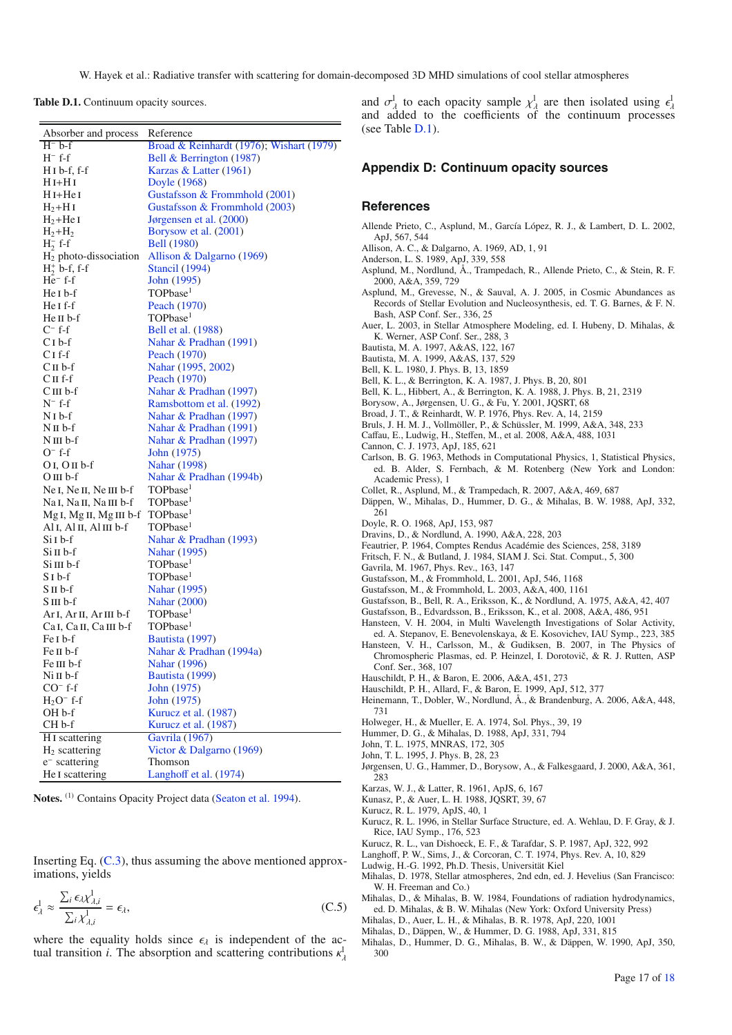**Table D.1.** Continuum opacity sources.

| Absorber and process | Reference |
|---|---|
| $H^-$ b-f | Broad & Reinhardt (1976); Wishart (1979) |
| $H^-$ f-f | Bell & Berrington (1987) |
| H I b-f, f-f | Karzas & Latter (1961) |
| H I+H I | Doyle (1968) |
| H I+He I | Gustafsson & Frommhold (2001) |
| $H_2$+H I | Gustafsson & Frommhold (2003) |
| $H_2$+He I | Jørgensen et al. (2000) |
| $H_2$+$H_2$ | Borysow et al. (2001) |
| $H_2^-$ f-f | Bell (1980) |
| $H_2$ photo-dissociation | Allison & Dalgarno (1969) |
| $H_2^+$ b-f, f-f | Stancil (1994) |
| $He^-$ f-f | John (1995) |
| He I b-f | TOPbase[1] |
| He I f-f | Peach (1970) |
| He II b-f | TOPbase[1] |
| $C^-$ f-f | Bell et al. (1988) |
| C I b-f | Nahar & Pradhan (1991) |
| C I f-f | Peach (1970) |
| C II b-f | Nahar (1995, 2002) |
| C II f-f | Peach (1970) |
| C III b-f | Nahar & Pradhan (1997) |
| $N^-$ f-f | Ramsbottom et al. (1992) |
| N I b-f | Nahar & Pradhan (1997) |
| N II b-f | Nahar & Pradhan (1991) |
| N III b-f | Nahar & Pradhan (1997) |
| $O^-$ f-f | John (1975) |
| O I, O II b-f | Nahar (1998) |
| O III b-f | Nahar & Pradhan (1994b) |
| Ne I, Ne II, Ne III b-f | TOPbase[1] |
| Na I, Na II, Na III b-f | TOPbase[1] |
| Mg I, Mg II, Mg III b-f | TOPbase[1] |
| Al I, Al II, Al III b-f | TOPbase[1] |
| Si I b-f | Nahar & Pradhan (1993) |
| Si II b-f | Nahar (1995) |
| Si III b-f | TOPbase[1] |
| S I b-f | TOPbase[1] |
| S II b-f | Nahar (1995) |
| S III b-f | Nahar (2000) |
| Ar I, Ar II, Ar III b-f | TOPbase[1] |
| Ca I, Ca II, Ca III b-f | TOPbase[1] |
| Fe I b-f | Bautista (1997) |
| Fe II b-f | Nahar & Pradhan (1994a) |
| Fe III b-f | Nahar (1996) |
| Ni II b-f | Bautista (1999) |
| $CO^-$ f-f | John (1975) |
| $H_2O^-$ f-f | John (1975) |
| OH b-f | Kurucz et al. (1987) |
| CH b-f | Kurucz et al. (1987) |
| H I scattering | Gavrila (1967) |
| $H_2$ scattering | Victor & Dalgarno (1969) |
| $e^-$ scattering | Thomson |
| He I scattering | Langhoff et al. (1974) |

**Notes.** [1] Contains Opacity Project data (Seaton et al. 1994).

Inserting Eq. (C.3), thus assuming the above mentioned approximations, yields

$$\epsilon_\lambda^{\mathrm{l}} \approx \frac{\sum_i \epsilon_\lambda \chi_{\lambda,i}^{\mathrm{l}}}{\sum_i \chi_{\lambda,i}^{\mathrm{l}}} = \epsilon_\lambda, \tag{C.5}$$

where the equality holds since $\epsilon_\lambda$ is independent of the actual transition $i$. The absorption and scattering contributions $\kappa_\lambda^{\mathrm{l}}$ and $\sigma_\lambda^{\mathrm{l}}$ to each opacity sample $\chi_\lambda^{\mathrm{l}}$ are then isolated using $\epsilon_\lambda^{\mathrm{l}}$ and added to the coefficients of the continuum processes (see Table D.1).

## Appendix D: Continuum opacity sources

## References

Allende Prieto, C., Asplund, M., García López, R. J., & Lambert, D. L. 2002, ApJ, 567, 544
Allison, A. C., & Dalgarno, A. 1969, AD, 1, 91
Anderson, L. S. 1989, ApJ, 339, 558
Asplund, M., Nordlund, Å., Trampedach, R., Allende Prieto, C., & Stein, R. F. 2000, A&A, 359, 729
Asplund, M., Grevesse, N., & Sauval, A. J. 2005, in Cosmic Abundances as Records of Stellar Evolution and Nucleosynthesis, ed. T. G. Barnes, & F. N. Bash, ASP Conf. Ser., 336, 25
Auer, L. 2003, in Stellar Atmosphere Modeling, ed. I. Hubeny, D. Mihalas, & K. Werner, ASP Conf. Ser., 288, 3
Bautista, M. A. 1997, A&AS, 122, 167
Bautista, M. A. 1999, A&AS, 137, 529
Bell, K. L. 1980, J. Phys. B, 13, 1859
Bell, K. L., & Berrington, K. A. 1987, J. Phys. B, 20, 801
Bell, K. L., Hibbert, A., & Berrington, K. A. 1988, J. Phys. B, 21, 2319
Borysow, A., Jørgensen, U. G., & Fu, Y. 2001, JQSRT, 68
Broad, J. T., & Reinhardt, W. P. 1976, Phys. Rev. A, 14, 2159
Bruls, J. H. M. J., Vollmöller, P., & Schüssler, M. 1999, A&A, 348, 233
Caffau, E., Ludwig, H., Steffen, M., et al. 2008, A&A, 488, 1031
Cannon, C. J. 1973, ApJ, 185, 621
Carlson, B. G. 1963, Methods in Computational Physics, 1, Statistical Physics, ed. B. Alder, S. Fernbach, & M. Rotenberg (New York and London: Academic Press), 1
Collet, R., Asplund, M., & Trampedach, R. 2007, A&A, 469, 687
Däppen, W., Mihalas, D., Hummer, D. G., & Mihalas, B. W. 1988, ApJ, 332, 261
Doyle, R. O. 1968, ApJ, 153, 987
Dravins, D., & Nordlund, A. 1990, A&A, 228, 203
Feautrier, P. 1964, Comptes Rendus Académie des Sciences, 258, 3189
Fritsch, F. N., & Butland, J. 1984, SIAM J. Sci. Stat. Comput., 5, 300
Gavrila, M. 1967, Phys. Rev., 163, 147
Gustafsson, M., & Frommhold, L. 2001, ApJ, 546, 1168
Gustafsson, M., & Frommhold, L. 2003, A&A, 400, 1161
Gustafsson, B., Bell, R. A., Eriksson, K., & Nordlund, A. 1975, A&A, 42, 407
Gustafsson, B., Edvardsson, B., Eriksson, K., et al. 2008, A&A, 486, 951
Hansteen, V. H. 2004, in Multi Wavelength Investigations of Solar Activity, ed. A. Stepanov, E. Benevolenskaya, & E. Kosovichev, IAU Symp., 223, 385
Hansteen, V. H., Carlsson, M., & Gudiksen, B. 2007, in The Physics of Chromospheric Plasmas, ed. P. Heinzel, I. Dorotovič, & R. J. Rutten, ASP Conf. Ser., 368, 107
Hauschildt, P. H., & Baron, E. 2006, A&A, 451, 273
Hauschildt, P. H., Allard, F., & Baron, E. 1999, ApJ, 512, 377
Heinemann, T., Dobler, W., Nordlund, Å., & Brandenburg, A. 2006, A&A, 448, 731
Holweger, H., & Mueller, E. A. 1974, Sol. Phys., 39, 19
Hummer, D. G., & Mihalas, D. 1988, ApJ, 331, 794
John, T. L. 1975, MNRAS, 172, 305
John, T. L. 1995, J. Phys. B, 28, 23
Jørgensen, U. G., Hammer, D., Borysow, A., & Falkesgaard, J. 2000, A&A, 361, 283
Karzas, W. J., & Latter, R. 1961, ApJS, 6, 167
Kunasz, P., & Auer, L. H. 1988, JQSRT, 39, 67
Kurucz, R. L. 1979, ApJS, 40, 1
Kurucz, R. L. 1996, in Stellar Surface Structure, ed. A. Wehlau, D. F. Gray, & J. Rice, IAU Symp., 176, 523
Kurucz, R. L., van Dishoeck, E. F., & Tarafdar, S. P. 1987, ApJ, 322, 992
Langhoff, P. W., Sims, J., & Corcoran, C. T. 1974, Phys. Rev. A, 10, 829
Ludwig, H.-G. 1992, Ph.D. Thesis, Universität Kiel
Mihalas, D. 1978, Stellar atmospheres, 2nd edn, ed. J. Hevelius (San Francisco: W. H. Freeman and Co.)
Mihalas, D., & Mihalas, B. W. 1984, Foundations of radiation hydrodynamics, ed. D. Mihalas, & B. W. Mihalas (New York: Oxford University Press)
Mihalas, D., Auer, L. H., & Mihalas, B. R. 1978, ApJ, 220, 1001
Mihalas, D., Däppen, W., & Hummer, D. G. 1988, ApJ, 331, 815
Mihalas, D., Hummer, D. G., Mihalas, B. W., & Däppen, W. 1990, ApJ, 350, 300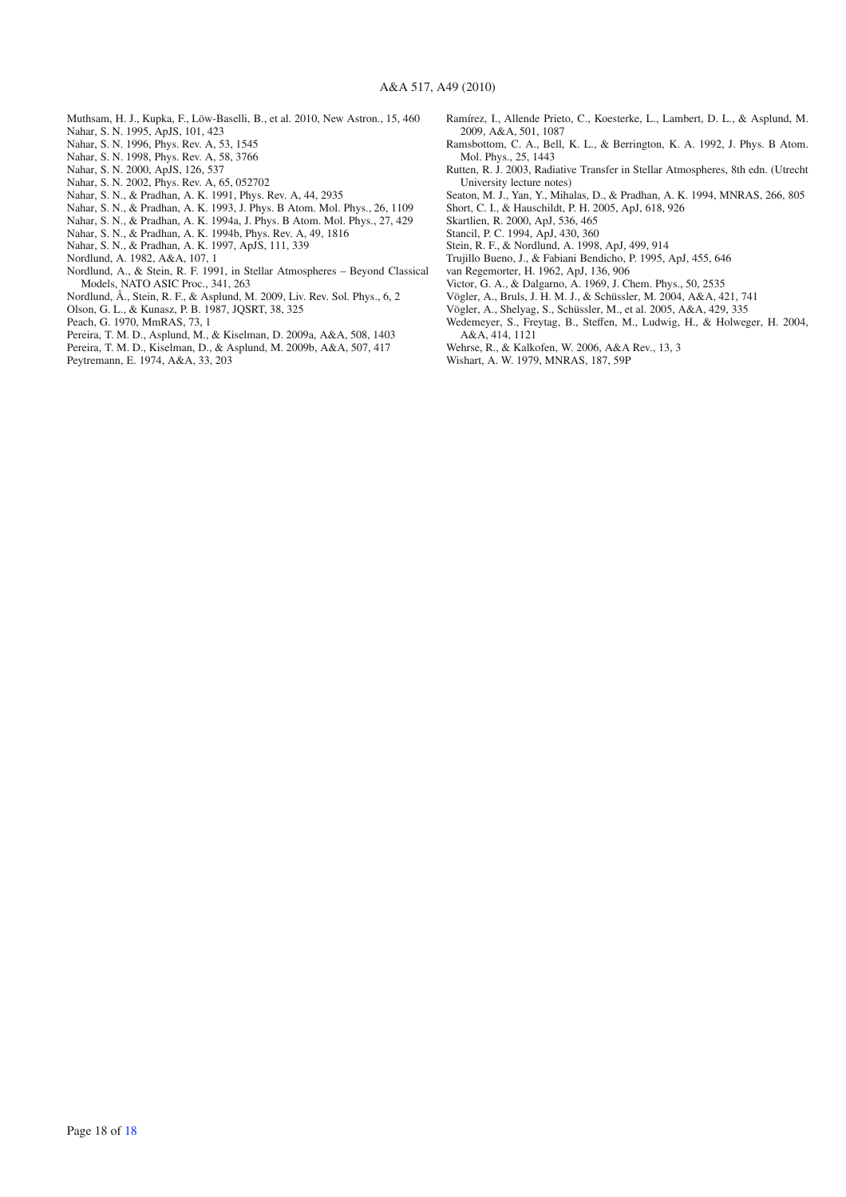Muthsam, H. J., Kupka, F., Löw-Baselli, B., et al. 2010, New Astron., 15, 460
Nahar, S. N. 1995, ApJS, 101, 423
Nahar, S. N. 1996, Phys. Rev. A, 53, 1545
Nahar, S. N. 1998, Phys. Rev. A, 58, 3766
Nahar, S. N. 2000, ApJS, 126, 537
Nahar, S. N. 2002, Phys. Rev. A, 65, 052702
Nahar, S. N., & Pradhan, A. K. 1991, Phys. Rev. A, 44, 2935
Nahar, S. N., & Pradhan, A. K. 1993, J. Phys. B Atom. Mol. Phys., 26, 1109
Nahar, S. N., & Pradhan, A. K. 1994a, J. Phys. B Atom. Mol. Phys., 27, 429
Nahar, S. N., & Pradhan, A. K. 1994b, Phys. Rev. A, 49, 1816
Nahar, S. N., & Pradhan, A. K. 1997, ApJS, 111, 339
Nordlund, A. 1982, A&A, 107, 1
Nordlund, A., & Stein, R. F. 1991, in Stellar Atmospheres – Beyond Classical Models, NATO ASIC Proc., 341, 263
Nordlund, Å., Stein, R. F., & Asplund, M. 2009, Liv. Rev. Sol. Phys., 6, 2
Olson, G. L., & Kunasz, P. B. 1987, JQSRT, 38, 325
Peach, G. 1970, MmRAS, 73, 1
Pereira, T. M. D., Asplund, M., & Kiselman, D. 2009a, A&A, 508, 1403
Pereira, T. M. D., Kiselman, D., & Asplund, M. 2009b, A&A, 507, 417
Peytremann, E. 1974, A&A, 33, 203
Ramírez, I., Allende Prieto, C., Koesterke, L., Lambert, D. L., & Asplund, M. 2009, A&A, 501, 1087
Ramsbottom, C. A., Bell, K. L., & Berrington, K. A. 1992, J. Phys. B Atom. Mol. Phys., 25, 1443
Rutten, R. J. 2003, Radiative Transfer in Stellar Atmospheres, 8th edn. (Utrecht University lecture notes)
Seaton, M. J., Yan, Y., Mihalas, D., & Pradhan, A. K. 1994, MNRAS, 266, 805
Short, C. I., & Hauschildt, P. H. 2005, ApJ, 618, 926
Skartlien, R. 2000, ApJ, 536, 465
Stancil, P. C. 1994, ApJ, 430, 360
Stein, R. F., & Nordlund, A. 1998, ApJ, 499, 914
Trujillo Bueno, J., & Fabiani Bendicho, P. 1995, ApJ, 455, 646
van Regemorter, H. 1962, ApJ, 136, 906
Victor, G. A., & Dalgarno, A. 1969, J. Chem. Phys., 50, 2535
Vögler, A., Bruls, J. H. M. J., & Schüssler, M. 2004, A&A, 421, 741
Vögler, A., Shelyag, S., Schüssler, M., et al. 2005, A&A, 429, 335
Wedemeyer, S., Freytag, B., Steffen, M., Ludwig, H., & Holweger, H. 2004, A&A, 414, 1121
Wehrse, R., & Kalkofen, W. 2006, A&A Rev., 13, 3
Wishart, A. W. 1979, MNRAS, 187, 59P